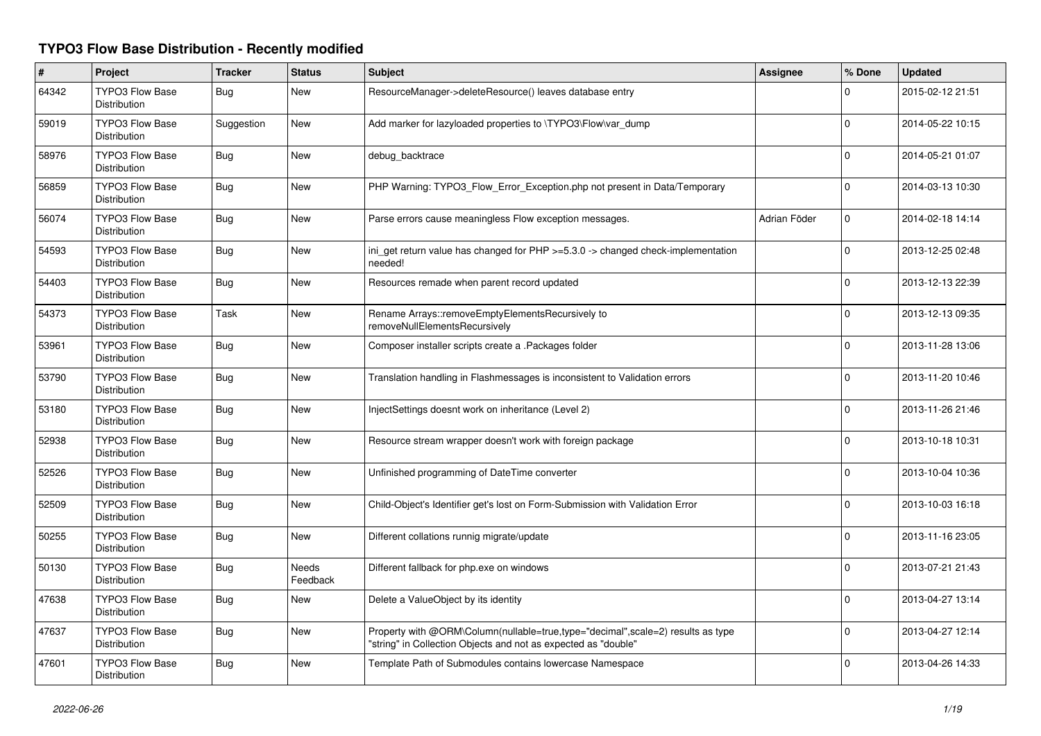# TYPO3 Flow Base Distribution - Recently modified

| # | Project | Tracker | Status | Subject | Assignee | % Done | Updated |
|---|---|---|---|---|---|---|---|
| 64342 | TYPO3 Flow Base Distribution | Bug | New | ResourceManager->deleteResource() leaves database entry | | 0 | 2015-02-12 21:51 |
| 59019 | TYPO3 Flow Base Distribution | Suggestion | New | Add marker for lazyloaded properties to \TYPO3\Flow\var_dump | | 0 | 2014-05-22 10:15 |
| 58976 | TYPO3 Flow Base Distribution | Bug | New | debug_backtrace | | 0 | 2014-05-21 01:07 |
| 56859 | TYPO3 Flow Base Distribution | Bug | New | PHP Warning: TYPO3_Flow_Error_Exception.php not present in Data/Temporary | | 0 | 2014-03-13 10:30 |
| 56074 | TYPO3 Flow Base Distribution | Bug | New | Parse errors cause meaningless Flow exception messages. | Adrian Föder | 0 | 2014-02-18 14:14 |
| 54593 | TYPO3 Flow Base Distribution | Bug | New | ini_get return value has changed for PHP >=5.3.0 -> changed check-implementation needed! | | 0 | 2013-12-25 02:48 |
| 54403 | TYPO3 Flow Base Distribution | Bug | New | Resources remade when parent record updated | | 0 | 2013-12-13 22:39 |
| 54373 | TYPO3 Flow Base Distribution | Task | New | Rename Arrays::removeEmptyElementsRecursively to removeNullElementsRecursively | | 0 | 2013-12-13 09:35 |
| 53961 | TYPO3 Flow Base Distribution | Bug | New | Composer installer scripts create a .Packages folder | | 0 | 2013-11-28 13:06 |
| 53790 | TYPO3 Flow Base Distribution | Bug | New | Translation handling in Flashmessages is inconsistent to Validation errors | | 0 | 2013-11-20 10:46 |
| 53180 | TYPO3 Flow Base Distribution | Bug | New | InjectSettings doesnt work on inheritance (Level 2) | | 0 | 2013-11-26 21:46 |
| 52938 | TYPO3 Flow Base Distribution | Bug | New | Resource stream wrapper doesn't work with foreign package | | 0 | 2013-10-18 10:31 |
| 52526 | TYPO3 Flow Base Distribution | Bug | New | Unfinished programming of DateTime converter | | 0 | 2013-10-04 10:36 |
| 52509 | TYPO3 Flow Base Distribution | Bug | New | Child-Object's Identifier get's lost on Form-Submission with Validation Error | | 0 | 2013-10-03 16:18 |
| 50255 | TYPO3 Flow Base Distribution | Bug | New | Different collations runnig migrate/update | | 0 | 2013-11-16 23:05 |
| 50130 | TYPO3 Flow Base Distribution | Bug | Needs Feedback | Different fallback for php.exe on windows | | 0 | 2013-07-21 21:43 |
| 47638 | TYPO3 Flow Base Distribution | Bug | New | Delete a ValueObject by its identity | | 0 | 2013-04-27 13:14 |
| 47637 | TYPO3 Flow Base Distribution | Bug | New | Property with @ORM\Column(nullable=true,type="decimal",scale=2) results as type "string" in Collection Objects and not as expected as "double" | | 0 | 2013-04-27 12:14 |
| 47601 | TYPO3 Flow Base Distribution | Bug | New | Template Path of Submodules contains lowercase Namespace | | 0 | 2013-04-26 14:33 |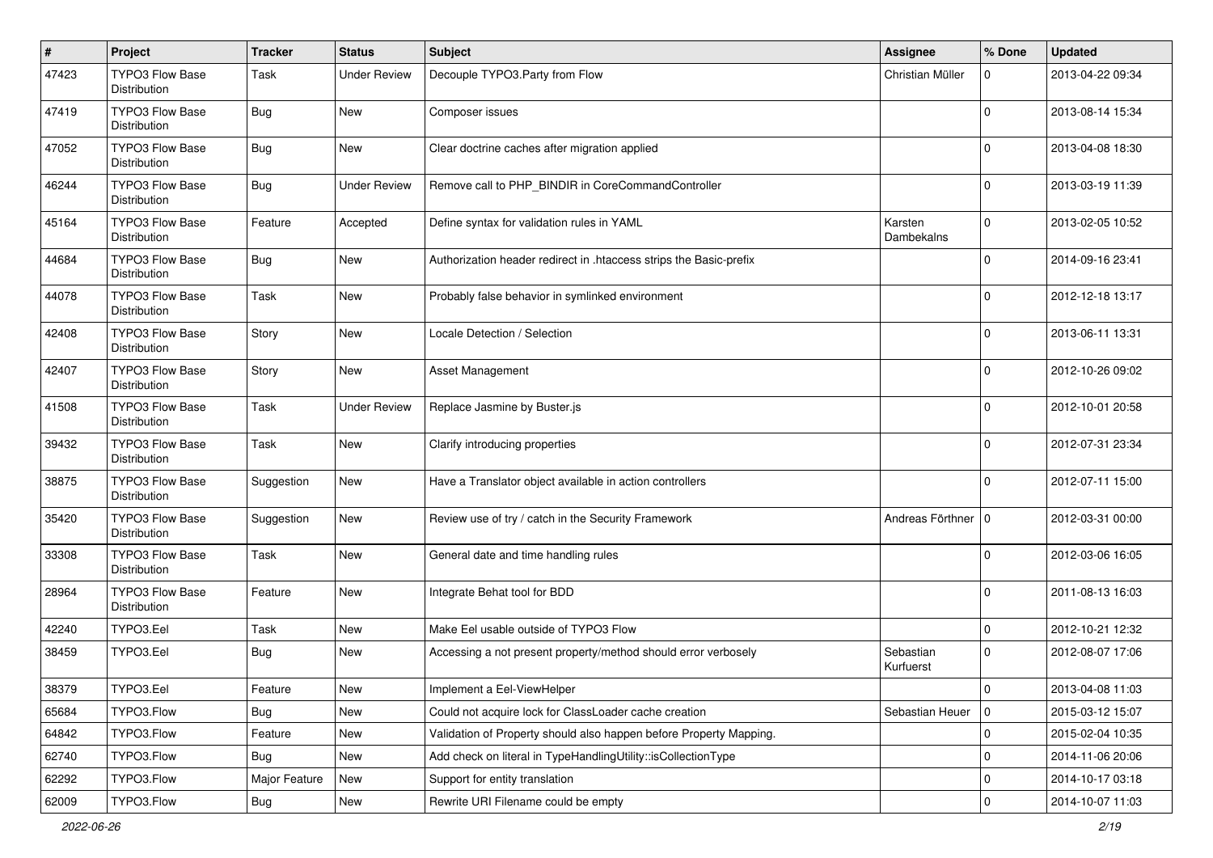| # | Project | Tracker | Status | Subject | Assignee | % Done | Updated |
|---|---|---|---|---|---|---|---|
| 47423 | TYPO3 Flow Base Distribution | Task | Under Review | Decouple TYPO3.Party from Flow | Christian Müller | 0 | 2013-04-22 09:34 |
| 47419 | TYPO3 Flow Base Distribution | Bug | New | Composer issues | | 0 | 2013-08-14 15:34 |
| 47052 | TYPO3 Flow Base Distribution | Bug | New | Clear doctrine caches after migration applied | | 0 | 2013-04-08 18:30 |
| 46244 | TYPO3 Flow Base Distribution | Bug | Under Review | Remove call to PHP_BINDIR in CoreCommandController | | 0 | 2013-03-19 11:39 |
| 45164 | TYPO3 Flow Base Distribution | Feature | Accepted | Define syntax for validation rules in YAML | Karsten Dambekalns | 0 | 2013-02-05 10:52 |
| 44684 | TYPO3 Flow Base Distribution | Bug | New | Authorization header redirect in .htaccess strips the Basic-prefix | | 0 | 2014-09-16 23:41 |
| 44078 | TYPO3 Flow Base Distribution | Task | New | Probably false behavior in symlinked environment | | 0 | 2012-12-18 13:17 |
| 42408 | TYPO3 Flow Base Distribution | Story | New | Locale Detection / Selection | | 0 | 2013-06-11 13:31 |
| 42407 | TYPO3 Flow Base Distribution | Story | New | Asset Management | | 0 | 2012-10-26 09:02 |
| 41508 | TYPO3 Flow Base Distribution | Task | Under Review | Replace Jasmine by Buster.js | | 0 | 2012-10-01 20:58 |
| 39432 | TYPO3 Flow Base Distribution | Task | New | Clarify introducing properties | | 0 | 2012-07-31 23:34 |
| 38875 | TYPO3 Flow Base Distribution | Suggestion | New | Have a Translator object available in action controllers | | 0 | 2012-07-11 15:00 |
| 35420 | TYPO3 Flow Base Distribution | Suggestion | New | Review use of try / catch in the Security Framework | Andreas Förthner | 0 | 2012-03-31 00:00 |
| 33308 | TYPO3 Flow Base Distribution | Task | New | General date and time handling rules | | 0 | 2012-03-06 16:05 |
| 28964 | TYPO3 Flow Base Distribution | Feature | New | Integrate Behat tool for BDD | | 0 | 2011-08-13 16:03 |
| 42240 | TYPO3.Eel | Task | New | Make Eel usable outside of TYPO3 Flow | | 0 | 2012-10-21 12:32 |
| 38459 | TYPO3.Eel | Bug | New | Accessing a not present property/method should error verbosely | Sebastian Kurfuerst | 0 | 2012-08-07 17:06 |
| 38379 | TYPO3.Eel | Feature | New | Implement a Eel-ViewHelper | | 0 | 2013-04-08 11:03 |
| 65684 | TYPO3.Flow | Bug | New | Could not acquire lock for ClassLoader cache creation | Sebastian Heuer | 0 | 2015-03-12 15:07 |
| 64842 | TYPO3.Flow | Feature | New | Validation of Property should also happen before Property Mapping. | | 0 | 2015-02-04 10:35 |
| 62740 | TYPO3.Flow | Bug | New | Add check on literal in TypeHandlingUtility::isCollectionType | | 0 | 2014-11-06 20:06 |
| 62292 | TYPO3.Flow | Major Feature | New | Support for entity translation | | 0 | 2014-10-17 03:18 |
| 62009 | TYPO3.Flow | Bug | New | Rewrite URI Filename could be empty | | 0 | 2014-10-07 11:03 |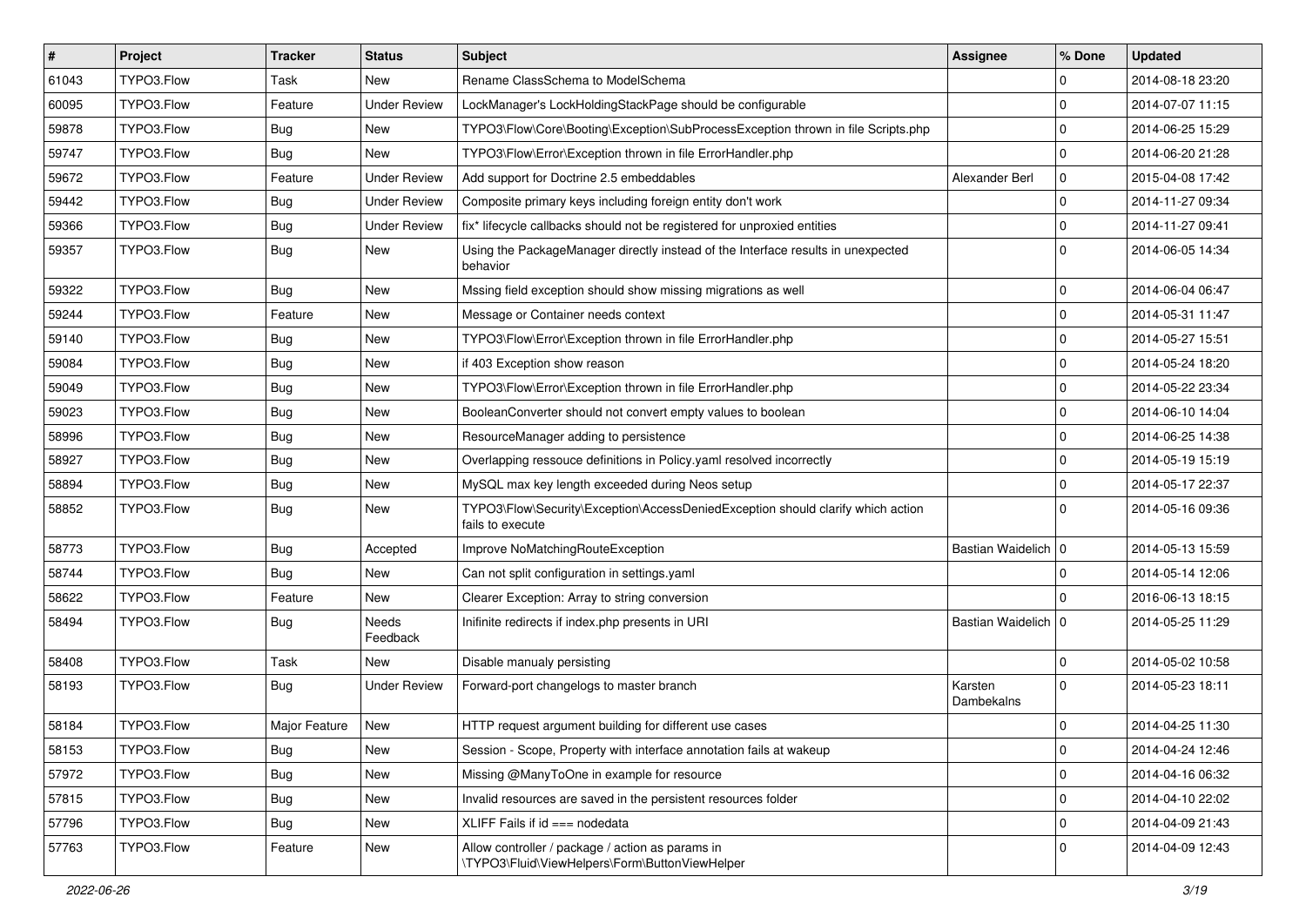| # | Project | Tracker | Status | Subject | Assignee | % Done | Updated |
|---|---|---|---|---|---|---|---|
| 61043 | TYPO3.Flow | Task | New | Rename ClassSchema to ModelSchema | | 0 | 2014-08-18 23:20 |
| 60095 | TYPO3.Flow | Feature | Under Review | LockManager's LockHoldingStackPage should be configurable | | 0 | 2014-07-07 11:15 |
| 59878 | TYPO3.Flow | Bug | New | TYPO3\Flow\Core\Booting\Exception\SubProcessException thrown in file Scripts.php | | 0 | 2014-06-25 15:29 |
| 59747 | TYPO3.Flow | Bug | New | TYPO3\Flow\Error\Exception thrown in file ErrorHandler.php | | 0 | 2014-06-20 21:28 |
| 59672 | TYPO3.Flow | Feature | Under Review | Add support for Doctrine 2.5 embeddables | Alexander Berl | 0 | 2015-04-08 17:42 |
| 59442 | TYPO3.Flow | Bug | Under Review | Composite primary keys including foreign entity don't work | | 0 | 2014-11-27 09:34 |
| 59366 | TYPO3.Flow | Bug | Under Review | fix* lifecycle callbacks should not be registered for unproxied entities | | 0 | 2014-11-27 09:41 |
| 59357 | TYPO3.Flow | Bug | New | Using the PackageManager directly instead of the Interface results in unexpected behavior | | 0 | 2014-06-05 14:34 |
| 59322 | TYPO3.Flow | Bug | New | Mssing field exception should show missing migrations as well | | 0 | 2014-06-04 06:47 |
| 59244 | TYPO3.Flow | Feature | New | Message or Container needs context | | 0 | 2014-05-31 11:47 |
| 59140 | TYPO3.Flow | Bug | New | TYPO3\Flow\Error\Exception thrown in file ErrorHandler.php | | 0 | 2014-05-27 15:51 |
| 59084 | TYPO3.Flow | Bug | New | if 403 Exception show reason | | 0 | 2014-05-24 18:20 |
| 59049 | TYPO3.Flow | Bug | New | TYPO3\Flow\Error\Exception thrown in file ErrorHandler.php | | 0 | 2014-05-22 23:34 |
| 59023 | TYPO3.Flow | Bug | New | BooleanConverter should not convert empty values to boolean | | 0 | 2014-06-10 14:04 |
| 58996 | TYPO3.Flow | Bug | New | ResourceManager adding to persistence | | 0 | 2014-06-25 14:38 |
| 58927 | TYPO3.Flow | Bug | New | Overlapping ressouce definitions in Policy.yaml resolved incorrectly | | 0 | 2014-05-19 15:19 |
| 58894 | TYPO3.Flow | Bug | New | MySQL max key length exceeded during Neos setup | | 0 | 2014-05-17 22:37 |
| 58852 | TYPO3.Flow | Bug | New | TYPO3\Flow\Security\Exception\AccessDeniedException should clarify which action fails to execute | | 0 | 2014-05-16 09:36 |
| 58773 | TYPO3.Flow | Bug | Accepted | Improve NoMatchingRouteException | Bastian Waidelich | 0 | 2014-05-13 15:59 |
| 58744 | TYPO3.Flow | Bug | New | Can not split configuration in settings.yaml | | 0 | 2014-05-14 12:06 |
| 58622 | TYPO3.Flow | Feature | New | Clearer Exception: Array to string conversion | | 0 | 2016-06-13 18:15 |
| 58494 | TYPO3.Flow | Bug | Needs Feedback | Inifinite redirects if index.php presents in URI | Bastian Waidelich | 0 | 2014-05-25 11:29 |
| 58408 | TYPO3.Flow | Task | New | Disable manualy persisting | | 0 | 2014-05-02 10:58 |
| 58193 | TYPO3.Flow | Bug | Under Review | Forward-port changelogs to master branch | Karsten Dambekalns | 0 | 2014-05-23 18:11 |
| 58184 | TYPO3.Flow | Major Feature | New | HTTP request argument building for different use cases | | 0 | 2014-04-25 11:30 |
| 58153 | TYPO3.Flow | Bug | New | Session - Scope, Property with interface annotation fails at wakeup | | 0 | 2014-04-24 12:46 |
| 57972 | TYPO3.Flow | Bug | New | Missing @ManyToOne in example for resource | | 0 | 2014-04-16 06:32 |
| 57815 | TYPO3.Flow | Bug | New | Invalid resources are saved in the persistent resources folder | | 0 | 2014-04-10 22:02 |
| 57796 | TYPO3.Flow | Bug | New | XLIFF Fails if id === nodedata | | 0 | 2014-04-09 21:43 |
| 57763 | TYPO3.Flow | Feature | New | Allow controller / package / action as params in \TYPO3\Fluid\ViewHelpers\Form\ButtonViewHelper | | 0 | 2014-04-09 12:43 |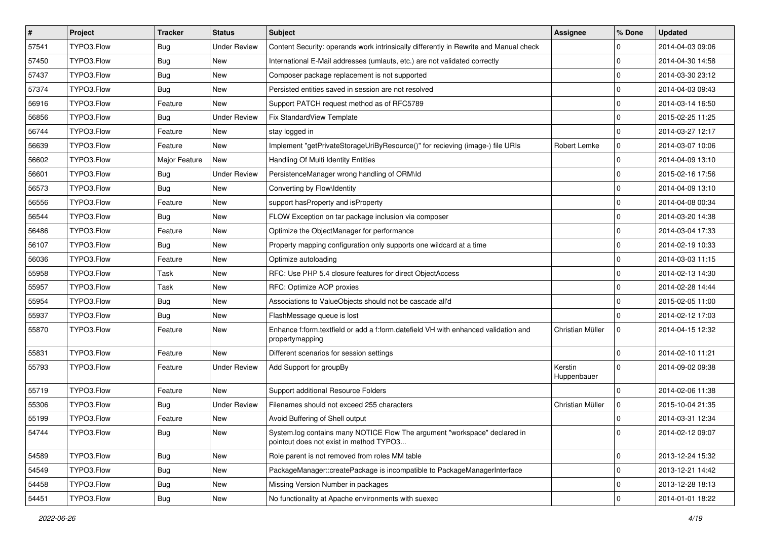| # | Project | Tracker | Status | Subject | Assignee | % Done | Updated |
|---|---|---|---|---|---|---|---|
| 57541 | TYPO3.Flow | Bug | Under Review | Content Security: operands work intrinsically differently in Rewrite and Manual check | | 0 | 2014-04-03 09:06 |
| 57450 | TYPO3.Flow | Bug | New | International E-Mail addresses (umlauts, etc.) are not validated correctly | | 0 | 2014-04-30 14:58 |
| 57437 | TYPO3.Flow | Bug | New | Composer package replacement is not supported | | 0 | 2014-03-30 23:12 |
| 57374 | TYPO3.Flow | Bug | New | Persisted entities saved in session are not resolved | | 0 | 2014-04-03 09:43 |
| 56916 | TYPO3.Flow | Feature | New | Support PATCH request method as of RFC5789 | | 0 | 2014-03-14 16:50 |
| 56856 | TYPO3.Flow | Bug | Under Review | Fix StandardView Template | | 0 | 2015-02-25 11:25 |
| 56744 | TYPO3.Flow | Feature | New | stay logged in | | 0 | 2014-03-27 12:17 |
| 56639 | TYPO3.Flow | Feature | New | Implement "getPrivateStorageUriByResource()" for recieving (image-) file URIs | Robert Lemke | 0 | 2014-03-07 10:06 |
| 56602 | TYPO3.Flow | Major Feature | New | Handling Of Multi Identity Entities | | 0 | 2014-04-09 13:10 |
| 56601 | TYPO3.Flow | Bug | Under Review | PersistenceManager wrong handling of ORM\Id | | 0 | 2015-02-16 17:56 |
| 56573 | TYPO3.Flow | Bug | New | Converting by Flow\Identity | | 0 | 2014-04-09 13:10 |
| 56556 | TYPO3.Flow | Feature | New | support hasProperty and isProperty | | 0 | 2014-04-08 00:34 |
| 56544 | TYPO3.Flow | Bug | New | FLOW Exception on tar package inclusion via composer | | 0 | 2014-03-20 14:38 |
| 56486 | TYPO3.Flow | Feature | New | Optimize the ObjectManager for performance | | 0 | 2014-03-04 17:33 |
| 56107 | TYPO3.Flow | Bug | New | Property mapping configuration only supports one wildcard at a time | | 0 | 2014-02-19 10:33 |
| 56036 | TYPO3.Flow | Feature | New | Optimize autoloading | | 0 | 2014-03-03 11:15 |
| 55958 | TYPO3.Flow | Task | New | RFC: Use PHP 5.4 closure features for direct ObjectAccess | | 0 | 2014-02-13 14:30 |
| 55957 | TYPO3.Flow | Task | New | RFC: Optimize AOP proxies | | 0 | 2014-02-28 14:44 |
| 55954 | TYPO3.Flow | Bug | New | Associations to ValueObjects should not be cascade all'd | | 0 | 2015-02-05 11:00 |
| 55937 | TYPO3.Flow | Bug | New | FlashMessage queue is lost | | 0 | 2014-02-12 17:03 |
| 55870 | TYPO3.Flow | Feature | New | Enhance f:form.textfield or add a f:form.datefield VH with enhanced validation and propertymapping | Christian Müller | 0 | 2014-04-15 12:32 |
| 55831 | TYPO3.Flow | Feature | New | Different scenarios for session settings | | 0 | 2014-02-10 11:21 |
| 55793 | TYPO3.Flow | Feature | Under Review | Add Support for groupBy | Kerstin Huppenbauer | 0 | 2014-09-02 09:38 |
| 55719 | TYPO3.Flow | Feature | New | Support additional Resource Folders | | 0 | 2014-02-06 11:38 |
| 55306 | TYPO3.Flow | Bug | Under Review | Filenames should not exceed 255 characters | Christian Müller | 0 | 2015-10-04 21:35 |
| 55199 | TYPO3.Flow | Feature | New | Avoid Buffering of Shell output | | 0 | 2014-03-31 12:34 |
| 54744 | TYPO3.Flow | Bug | New | System.log contains many NOTICE Flow The argument "workspace" declared in pointcut does not exist in method TYPO3... | | 0 | 2014-02-12 09:07 |
| 54589 | TYPO3.Flow | Bug | New | Role parent is not removed from roles MM table | | 0 | 2013-12-24 15:32 |
| 54549 | TYPO3.Flow | Bug | New | PackageManager::createPackage is incompatible to PackageManagerInterface | | 0 | 2013-12-21 14:42 |
| 54458 | TYPO3.Flow | Bug | New | Missing Version Number in packages | | 0 | 2013-12-28 18:13 |
| 54451 | TYPO3.Flow | Bug | New | No functionality at Apache environments with suexec | | 0 | 2014-01-01 18:22 |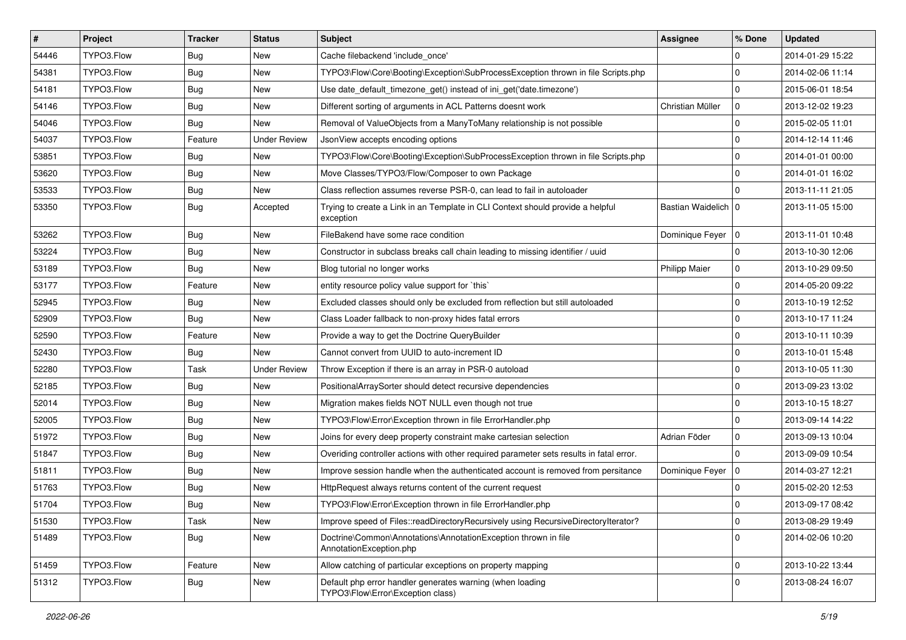| # | Project | Tracker | Status | Subject | Assignee | % Done | Updated |
|---|---|---|---|---|---|---|---|
| 54446 | TYPO3.Flow | Bug | New | Cache filebackend 'include_once' | | 0 | 2014-01-29 15:22 |
| 54381 | TYPO3.Flow | Bug | New | TYPO3\Flow\Core\Booting\Exception\SubProcessException thrown in file Scripts.php | | 0 | 2014-02-06 11:14 |
| 54181 | TYPO3.Flow | Bug | New | Use date_default_timezone_get() instead of ini_get('date.timezone') | | 0 | 2015-06-01 18:54 |
| 54146 | TYPO3.Flow | Bug | New | Different sorting of arguments in ACL Patterns doesnt work | Christian Müller | 0 | 2013-12-02 19:23 |
| 54046 | TYPO3.Flow | Bug | New | Removal of ValueObjects from a ManyToMany relationship is not possible | | 0 | 2015-02-05 11:01 |
| 54037 | TYPO3.Flow | Feature | Under Review | JsonView accepts encoding options | | 0 | 2014-12-14 11:46 |
| 53851 | TYPO3.Flow | Bug | New | TYPO3\Flow\Core\Booting\Exception\SubProcessException thrown in file Scripts.php | | 0 | 2014-01-01 00:00 |
| 53620 | TYPO3.Flow | Bug | New | Move Classes/TYPO3/Flow/Composer to own Package | | 0 | 2014-01-01 16:02 |
| 53533 | TYPO3.Flow | Bug | New | Class reflection assumes reverse PSR-0, can lead to fail in autoloader | | 0 | 2013-11-11 21:05 |
| 53350 | TYPO3.Flow | Bug | Accepted | Trying to create a Link in an Template in CLI Context should provide a helpful exception | Bastian Waidelich | 0 | 2013-11-05 15:00 |
| 53262 | TYPO3.Flow | Bug | New | FileBakend have some race condition | Dominique Feyer | 0 | 2013-11-01 10:48 |
| 53224 | TYPO3.Flow | Bug | New | Constructor in subclass breaks call chain leading to missing identifier / uuid | | 0 | 2013-10-30 12:06 |
| 53189 | TYPO3.Flow | Bug | New | Blog tutorial no longer works | Philipp Maier | 0 | 2013-10-29 09:50 |
| 53177 | TYPO3.Flow | Feature | New | entity resource policy value support for `this` | | 0 | 2014-05-20 09:22 |
| 52945 | TYPO3.Flow | Bug | New | Excluded classes should only be excluded from reflection but still autoloaded | | 0 | 2013-10-19 12:52 |
| 52909 | TYPO3.Flow | Bug | New | Class Loader fallback to non-proxy hides fatal errors | | 0 | 2013-10-17 11:24 |
| 52590 | TYPO3.Flow | Feature | New | Provide a way to get the Doctrine QueryBuilder | | 0 | 2013-10-11 10:39 |
| 52430 | TYPO3.Flow | Bug | New | Cannot convert from UUID to auto-increment ID | | 0 | 2013-10-01 15:48 |
| 52280 | TYPO3.Flow | Task | Under Review | Throw Exception if there is an array in PSR-0 autoload | | 0 | 2013-10-05 11:30 |
| 52185 | TYPO3.Flow | Bug | New | PositionalArraySorter should detect recursive dependencies | | 0 | 2013-09-23 13:02 |
| 52014 | TYPO3.Flow | Bug | New | Migration makes fields NOT NULL even though not true | | 0 | 2013-10-15 18:27 |
| 52005 | TYPO3.Flow | Bug | New | TYPO3\Flow\Error\Exception thrown in file ErrorHandler.php | | 0 | 2013-09-14 14:22 |
| 51972 | TYPO3.Flow | Bug | New | Joins for every deep property constraint make cartesian selection | Adrian Föder | 0 | 2013-09-13 10:04 |
| 51847 | TYPO3.Flow | Bug | New | Overiding controller actions with other required parameter sets results in fatal error. | | 0 | 2013-09-09 10:54 |
| 51811 | TYPO3.Flow | Bug | New | Improve session handle when the authenticated account is removed from persitance | Dominique Feyer | 0 | 2014-03-27 12:21 |
| 51763 | TYPO3.Flow | Bug | New | HttpRequest always returns content of the current request | | 0 | 2015-02-20 12:53 |
| 51704 | TYPO3.Flow | Bug | New | TYPO3\Flow\Error\Exception thrown in file ErrorHandler.php | | 0 | 2013-09-17 08:42 |
| 51530 | TYPO3.Flow | Task | New | Improve speed of Files::readDirectoryRecursively using RecursiveDirectoryIterator? | | 0 | 2013-08-29 19:49 |
| 51489 | TYPO3.Flow | Bug | New | Doctrine\Common\Annotations\AnnotationException thrown in file AnnotationException.php | | 0 | 2014-02-06 10:20 |
| 51459 | TYPO3.Flow | Feature | New | Allow catching of particular exceptions on property mapping | | 0 | 2013-10-22 13:44 |
| 51312 | TYPO3.Flow | Bug | New | Default php error handler generates warning (when loading TYPO3\Flow\Error\Exception class) | | 0 | 2013-08-24 16:07 |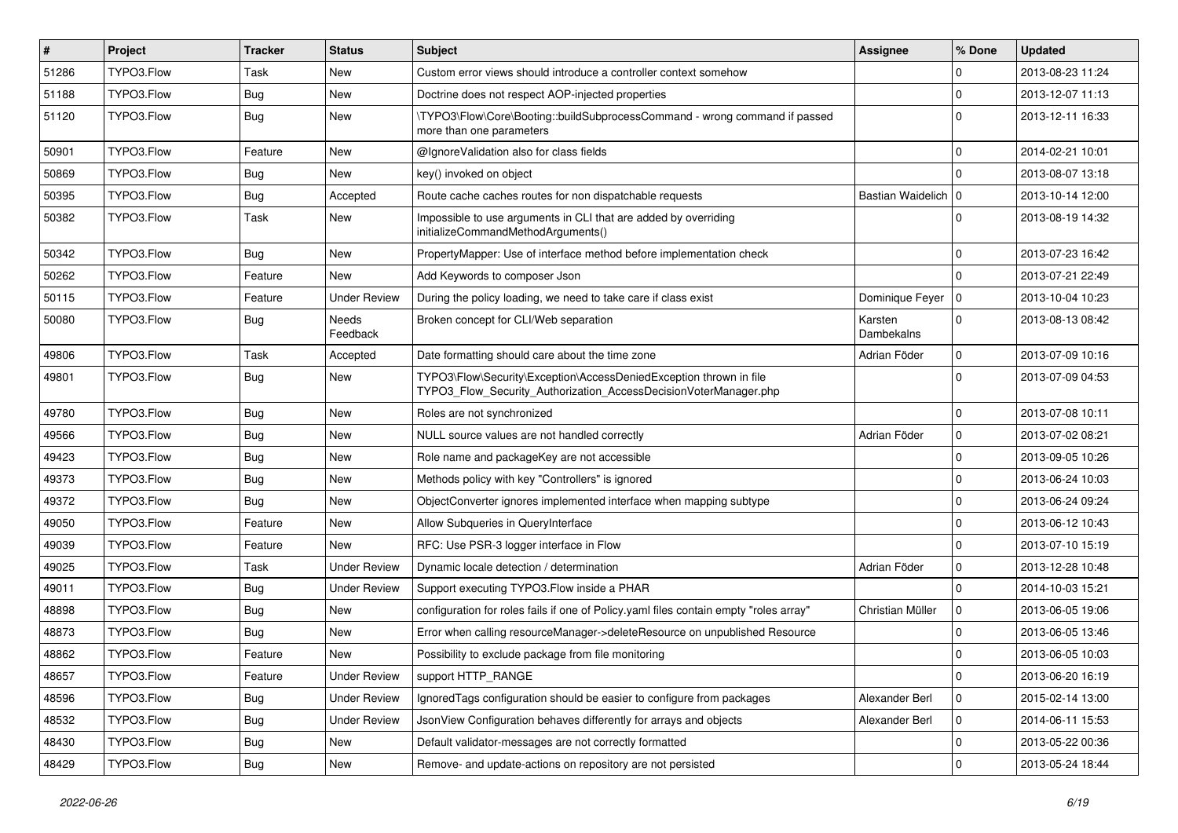| # | Project | Tracker | Status | Subject | Assignee | % Done | Updated |
| --- | --- | --- | --- | --- | --- | --- | --- |
| 51286 | TYPO3.Flow | Task | New | Custom error views should introduce a controller context somehow | | 0 | 2013-08-23 11:24 |
| 51188 | TYPO3.Flow | Bug | New | Doctrine does not respect AOP-injected properties | | 0 | 2013-12-07 11:13 |
| 51120 | TYPO3.Flow | Bug | New | \TYPO3\Flow\Core\Booting::buildSubprocessCommand - wrong command if passed more than one parameters | | 0 | 2013-12-11 16:33 |
| 50901 | TYPO3.Flow | Feature | New | @IgnoreValidation also for class fields | | 0 | 2014-02-21 10:01 |
| 50869 | TYPO3.Flow | Bug | New | key() invoked on object | | 0 | 2013-08-07 13:18 |
| 50395 | TYPO3.Flow | Bug | Accepted | Route cache caches routes for non dispatchable requests | Bastian Waidelich | 0 | 2013-10-14 12:00 |
| 50382 | TYPO3.Flow | Task | New | Impossible to use arguments in CLI that are added by overriding initializeCommandMethodArguments() | | 0 | 2013-08-19 14:32 |
| 50342 | TYPO3.Flow | Bug | New | PropertyMapper: Use of interface method before implementation check | | 0 | 2013-07-23 16:42 |
| 50262 | TYPO3.Flow | Feature | New | Add Keywords to composer Json | | 0 | 2013-07-21 22:49 |
| 50115 | TYPO3.Flow | Feature | Under Review | During the policy loading, we need to take care if class exist | Dominique Feyer | 0 | 2013-10-04 10:23 |
| 50080 | TYPO3.Flow | Bug | Needs Feedback | Broken concept for CLI/Web separation | Karsten Dambekalns | 0 | 2013-08-13 08:42 |
| 49806 | TYPO3.Flow | Task | Accepted | Date formatting should care about the time zone | Adrian Föder | 0 | 2013-07-09 10:16 |
| 49801 | TYPO3.Flow | Bug | New | TYPO3\Flow\Security\Exception\AccessDeniedException thrown in file TYPO3_Flow_Security_Authorization_AccessDecisionVoterManager.php | | 0 | 2013-07-09 04:53 |
| 49780 | TYPO3.Flow | Bug | New | Roles are not synchronized | | 0 | 2013-07-08 10:11 |
| 49566 | TYPO3.Flow | Bug | New | NULL source values are not handled correctly | Adrian Föder | 0 | 2013-07-02 08:21 |
| 49423 | TYPO3.Flow | Bug | New | Role name and packageKey are not accessible | | 0 | 2013-09-05 10:26 |
| 49373 | TYPO3.Flow | Bug | New | Methods policy with key "Controllers" is ignored | | 0 | 2013-06-24 10:03 |
| 49372 | TYPO3.Flow | Bug | New | ObjectConverter ignores implemented interface when mapping subtype | | 0 | 2013-06-24 09:24 |
| 49050 | TYPO3.Flow | Feature | New | Allow Subqueries in QueryInterface | | 0 | 2013-06-12 10:43 |
| 49039 | TYPO3.Flow | Feature | New | RFC: Use PSR-3 logger interface in Flow | | 0 | 2013-07-10 15:19 |
| 49025 | TYPO3.Flow | Task | Under Review | Dynamic locale detection / determination | Adrian Föder | 0 | 2013-12-28 10:48 |
| 49011 | TYPO3.Flow | Bug | Under Review | Support executing TYPO3.Flow inside a PHAR | | 0 | 2014-10-03 15:21 |
| 48898 | TYPO3.Flow | Bug | New | configuration for roles fails if one of Policy.yaml files contain empty "roles array" | Christian Müller | 0 | 2013-06-05 19:06 |
| 48873 | TYPO3.Flow | Bug | New | Error when calling resourceManager->deleteResource on unpublished Resource | | 0 | 2013-06-05 13:46 |
| 48862 | TYPO3.Flow | Feature | New | Possibility to exclude package from file monitoring | | 0 | 2013-06-05 10:03 |
| 48657 | TYPO3.Flow | Feature | Under Review | support HTTP_RANGE | | 0 | 2013-06-20 16:19 |
| 48596 | TYPO3.Flow | Bug | Under Review | IgnoredTags configuration should be easier to configure from packages | Alexander Berl | 0 | 2015-02-14 13:00 |
| 48532 | TYPO3.Flow | Bug | Under Review | JsonView Configuration behaves differently for arrays and objects | Alexander Berl | 0 | 2014-06-11 15:53 |
| 48430 | TYPO3.Flow | Bug | New | Default validator-messages are not correctly formatted | | 0 | 2013-05-22 00:36 |
| 48429 | TYPO3.Flow | Bug | New | Remove- and update-actions on repository are not persisted | | 0 | 2013-05-24 18:44 |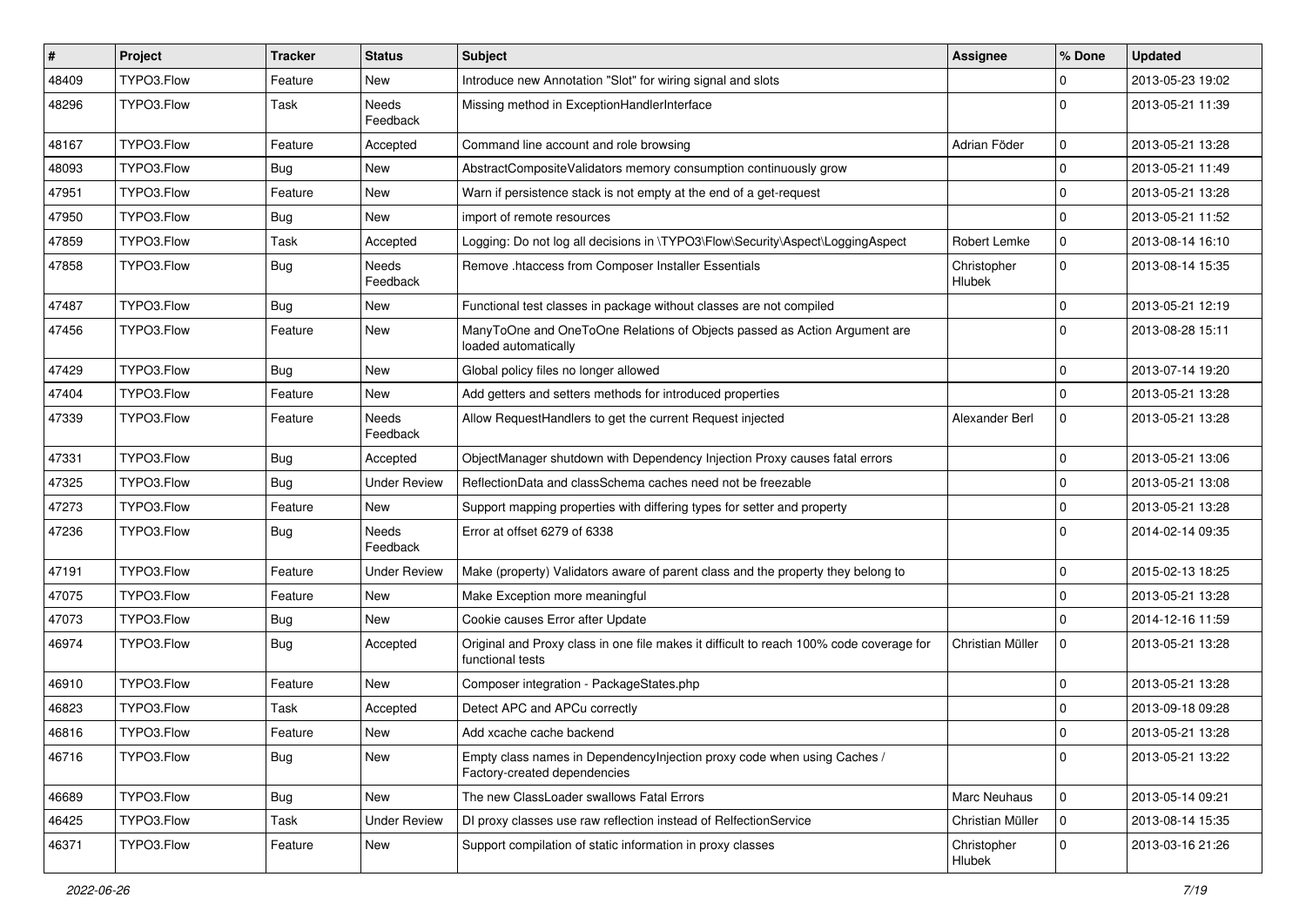| # | Project | Tracker | Status | Subject | Assignee | % Done | Updated |
|---|---|---|---|---|---|---|---|
| 48409 | TYPO3.Flow | Feature | New | Introduce new Annotation "Slot" for wiring signal and slots | | 0 | 2013-05-23 19:02 |
| 48296 | TYPO3.Flow | Task | Needs Feedback | Missing method in ExceptionHandlerInterface | | 0 | 2013-05-21 11:39 |
| 48167 | TYPO3.Flow | Feature | Accepted | Command line account and role browsing | Adrian Föder | 0 | 2013-05-21 13:28 |
| 48093 | TYPO3.Flow | Bug | New | AbstractCompositeValidators memory consumption continuously grow | | 0 | 2013-05-21 11:49 |
| 47951 | TYPO3.Flow | Feature | New | Warn if persistence stack is not empty at the end of a get-request | | 0 | 2013-05-21 13:28 |
| 47950 | TYPO3.Flow | Bug | New | import of remote resources | | 0 | 2013-05-21 11:52 |
| 47859 | TYPO3.Flow | Task | Accepted | Logging: Do not log all decisions in \TYPO3\Flow\Security\Aspect\LoggingAspect | Robert Lemke | 0 | 2013-08-14 16:10 |
| 47858 | TYPO3.Flow | Bug | Needs Feedback | Remove .htaccess from Composer Installer Essentials | Christopher Hlubek | 0 | 2013-08-14 15:35 |
| 47487 | TYPO3.Flow | Bug | New | Functional test classes in package without classes are not compiled | | 0 | 2013-05-21 12:19 |
| 47456 | TYPO3.Flow | Feature | New | ManyToOne and OneToOne Relations of Objects passed as Action Argument are loaded automatically | | 0 | 2013-08-28 15:11 |
| 47429 | TYPO3.Flow | Bug | New | Global policy files no longer allowed | | 0 | 2013-07-14 19:20 |
| 47404 | TYPO3.Flow | Feature | New | Add getters and setters methods for introduced properties | | 0 | 2013-05-21 13:28 |
| 47339 | TYPO3.Flow | Feature | Needs Feedback | Allow RequestHandlers to get the current Request injected | Alexander Berl | 0 | 2013-05-21 13:28 |
| 47331 | TYPO3.Flow | Bug | Accepted | ObjectManager shutdown with Dependency Injection Proxy causes fatal errors | | 0 | 2013-05-21 13:06 |
| 47325 | TYPO3.Flow | Bug | Under Review | ReflectionData and classSchema caches need not be freezable | | 0 | 2013-05-21 13:08 |
| 47273 | TYPO3.Flow | Feature | New | Support mapping properties with differing types for setter and property | | 0 | 2013-05-21 13:28 |
| 47236 | TYPO3.Flow | Bug | Needs Feedback | Error at offset 6279 of 6338 | | 0 | 2014-02-14 09:35 |
| 47191 | TYPO3.Flow | Feature | Under Review | Make (property) Validators aware of parent class and the property they belong to | | 0 | 2015-02-13 18:25 |
| 47075 | TYPO3.Flow | Feature | New | Make Exception more meaningful | | 0 | 2013-05-21 13:28 |
| 47073 | TYPO3.Flow | Bug | New | Cookie causes Error after Update | | 0 | 2014-12-16 11:59 |
| 46974 | TYPO3.Flow | Bug | Accepted | Original and Proxy class in one file makes it difficult to reach 100% code coverage for functional tests | Christian Müller | 0 | 2013-05-21 13:28 |
| 46910 | TYPO3.Flow | Feature | New | Composer integration - PackageStates.php | | 0 | 2013-05-21 13:28 |
| 46823 | TYPO3.Flow | Task | Accepted | Detect APC and APCu correctly | | 0 | 2013-09-18 09:28 |
| 46816 | TYPO3.Flow | Feature | New | Add xcache cache backend | | 0 | 2013-05-21 13:28 |
| 46716 | TYPO3.Flow | Bug | New | Empty class names in DependencyInjection proxy code when using Caches / Factory-created dependencies | | 0 | 2013-05-21 13:22 |
| 46689 | TYPO3.Flow | Bug | New | The new ClassLoader swallows Fatal Errors | Marc Neuhaus | 0 | 2013-05-14 09:21 |
| 46425 | TYPO3.Flow | Task | Under Review | DI proxy classes use raw reflection instead of RelfectionService | Christian Müller | 0 | 2013-08-14 15:35 |
| 46371 | TYPO3.Flow | Feature | New | Support compilation of static information in proxy classes | Christopher Hlubek | 0 | 2013-03-16 21:26 |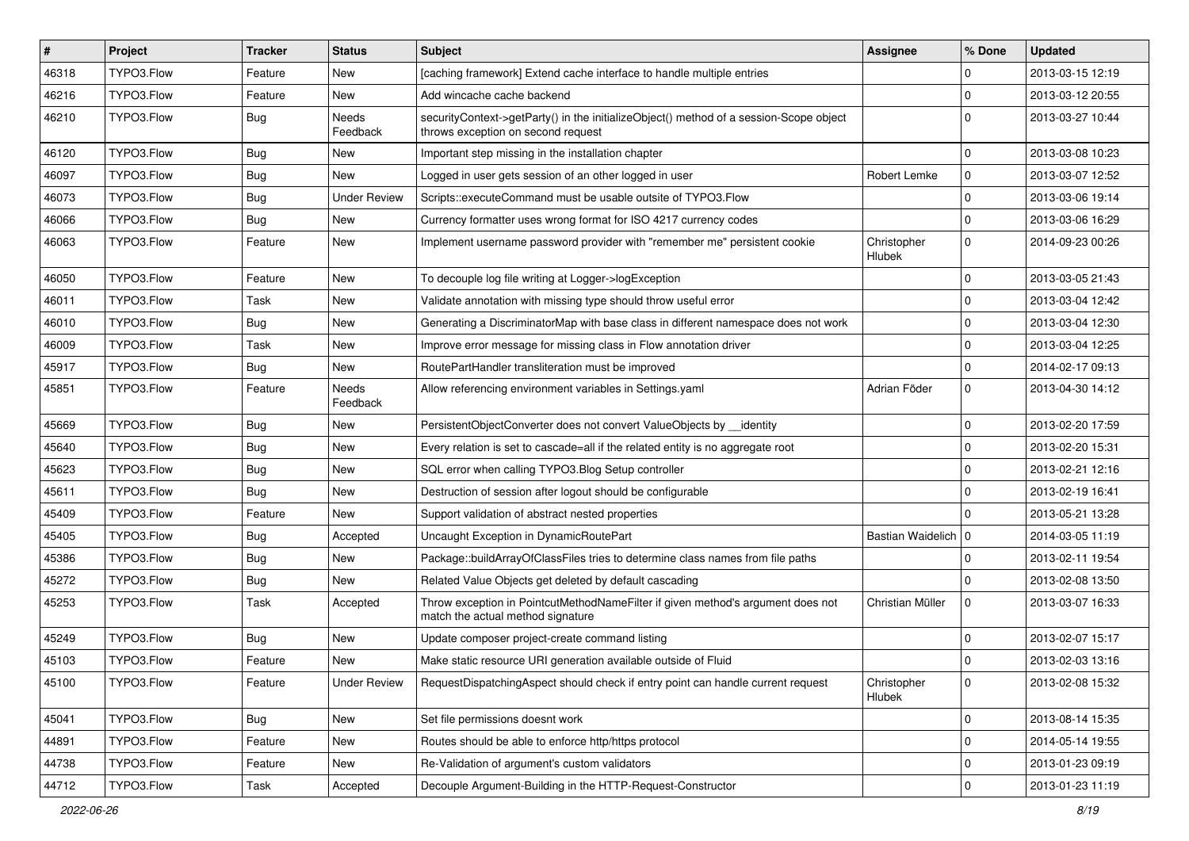| # | Project | Tracker | Status | Subject | Assignee | % Done | Updated |
|---|---|---|---|---|---|---|---|
| 46318 | TYPO3.Flow | Feature | New | [caching framework] Extend cache interface to handle multiple entries | | 0 | 2013-03-15 12:19 |
| 46216 | TYPO3.Flow | Feature | New | Add wincache cache backend | | 0 | 2013-03-12 20:55 |
| 46210 | TYPO3.Flow | Bug | Needs Feedback | securityContext->getParty() in the initializeObject() method of a session-Scope object throws exception on second request | | 0 | 2013-03-27 10:44 |
| 46120 | TYPO3.Flow | Bug | New | Important step missing in the installation chapter | | 0 | 2013-03-08 10:23 |
| 46097 | TYPO3.Flow | Bug | New | Logged in user gets session of an other logged in user | Robert Lemke | 0 | 2013-03-07 12:52 |
| 46073 | TYPO3.Flow | Bug | Under Review | Scripts::executeCommand must be usable outsite of TYPO3.Flow | | 0 | 2013-03-06 19:14 |
| 46066 | TYPO3.Flow | Bug | New | Currency formatter uses wrong format for ISO 4217 currency codes | | 0 | 2013-03-06 16:29 |
| 46063 | TYPO3.Flow | Feature | New | Implement username password provider with "remember me" persistent cookie | Christopher Hlubek | 0 | 2014-09-23 00:26 |
| 46050 | TYPO3.Flow | Feature | New | To decouple log file writing at Logger->logException | | 0 | 2013-03-05 21:43 |
| 46011 | TYPO3.Flow | Task | New | Validate annotation with missing type should throw useful error | | 0 | 2013-03-04 12:42 |
| 46010 | TYPO3.Flow | Bug | New | Generating a DiscriminatorMap with base class in different namespace does not work | | 0 | 2013-03-04 12:30 |
| 46009 | TYPO3.Flow | Task | New | Improve error message for missing class in Flow annotation driver | | 0 | 2013-03-04 12:25 |
| 45917 | TYPO3.Flow | Bug | New | RoutePartHandler transliteration must be improved | | 0 | 2014-02-17 09:13 |
| 45851 | TYPO3.Flow | Feature | Needs Feedback | Allow referencing environment variables in Settings.yaml | Adrian Föder | 0 | 2013-04-30 14:12 |
| 45669 | TYPO3.Flow | Bug | New | PersistentObjectConverter does not convert ValueObjects by __identity | | 0 | 2013-02-20 17:59 |
| 45640 | TYPO3.Flow | Bug | New | Every relation is set to cascade=all if the related entity is no aggregate root | | 0 | 2013-02-20 15:31 |
| 45623 | TYPO3.Flow | Bug | New | SQL error when calling TYPO3.Blog Setup controller | | 0 | 2013-02-21 12:16 |
| 45611 | TYPO3.Flow | Bug | New | Destruction of session after logout should be configurable | | 0 | 2013-02-19 16:41 |
| 45409 | TYPO3.Flow | Feature | New | Support validation of abstract nested properties | | 0 | 2013-05-21 13:28 |
| 45405 | TYPO3.Flow | Bug | Accepted | Uncaught Exception in DynamicRoutePart | Bastian Waidelich | 0 | 2014-03-05 11:19 |
| 45386 | TYPO3.Flow | Bug | New | Package::buildArrayOfClassFiles tries to determine class names from file paths | | 0 | 2013-02-11 19:54 |
| 45272 | TYPO3.Flow | Bug | New | Related Value Objects get deleted by default cascading | | 0 | 2013-02-08 13:50 |
| 45253 | TYPO3.Flow | Task | Accepted | Throw exception in PointcutMethodNameFilter if given method's argument does not match the actual method signature | Christian Müller | 0 | 2013-03-07 16:33 |
| 45249 | TYPO3.Flow | Bug | New | Update composer project-create command listing | | 0 | 2013-02-07 15:17 |
| 45103 | TYPO3.Flow | Feature | New | Make static resource URI generation available outside of Fluid | | 0 | 2013-02-03 13:16 |
| 45100 | TYPO3.Flow | Feature | Under Review | RequestDispatchingAspect should check if entry point can handle current request | Christopher Hlubek | 0 | 2013-02-08 15:32 |
| 45041 | TYPO3.Flow | Bug | New | Set file permissions doesnt work | | 0 | 2013-08-14 15:35 |
| 44891 | TYPO3.Flow | Feature | New | Routes should be able to enforce http/https protocol | | 0 | 2014-05-14 19:55 |
| 44738 | TYPO3.Flow | Feature | New | Re-Validation of argument's custom validators | | 0 | 2013-01-23 09:19 |
| 44712 | TYPO3.Flow | Task | Accepted | Decouple Argument-Building in the HTTP-Request-Constructor | | 0 | 2013-01-23 11:19 |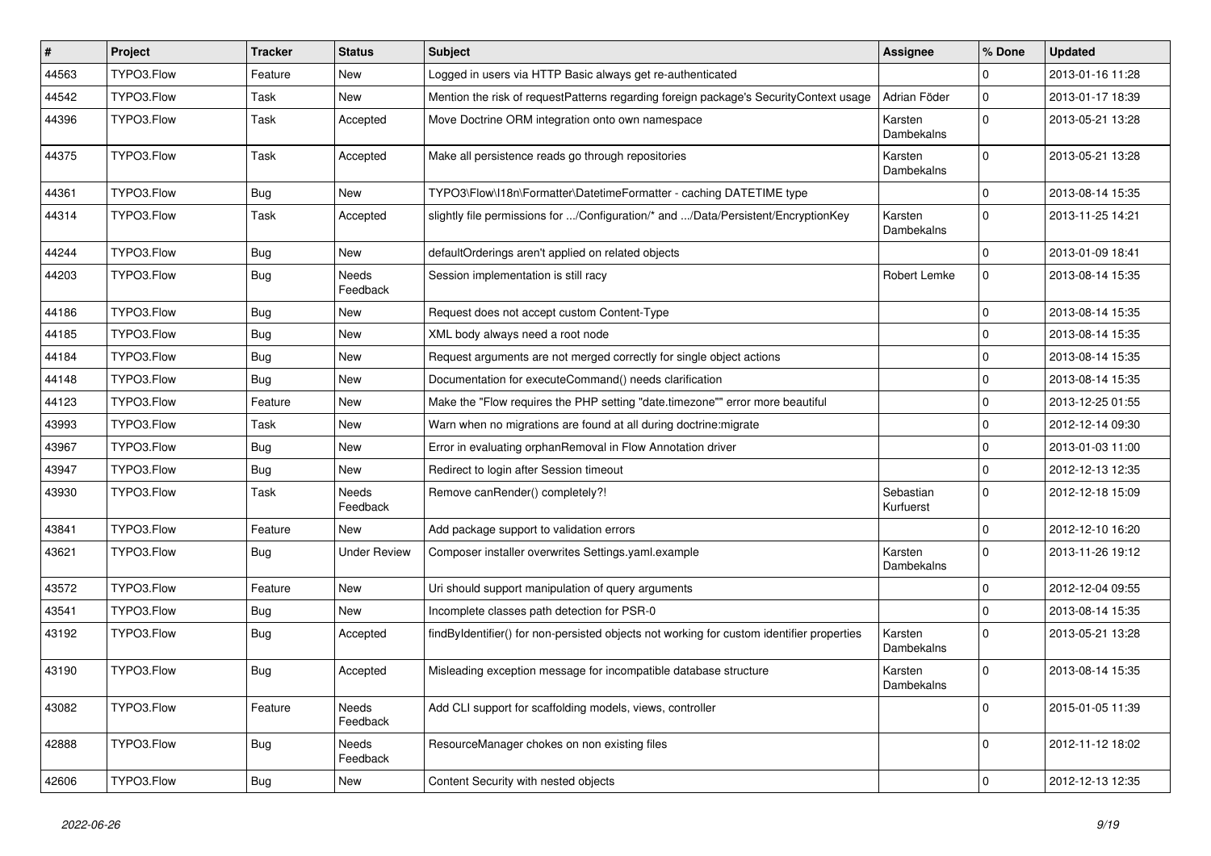| # | Project | Tracker | Status | Subject | Assignee | % Done | Updated |
|---|---|---|---|---|---|---|---|
| 44563 | TYPO3.Flow | Feature | New | Logged in users via HTTP Basic always get re-authenticated | | 0 | 2013-01-16 11:28 |
| 44542 | TYPO3.Flow | Task | New | Mention the risk of requestPatterns regarding foreign package's SecurityContext usage | Adrian Föder | 0 | 2013-01-17 18:39 |
| 44396 | TYPO3.Flow | Task | Accepted | Move Doctrine ORM integration onto own namespace | Karsten Dambekalns | 0 | 2013-05-21 13:28 |
| 44375 | TYPO3.Flow | Task | Accepted | Make all persistence reads go through repositories | Karsten Dambekalns | 0 | 2013-05-21 13:28 |
| 44361 | TYPO3.Flow | Bug | New | TYPO3\Flow\I18n\Formatter\DatetimeFormatter - caching DATETIME type | | 0 | 2013-08-14 15:35 |
| 44314 | TYPO3.Flow | Task | Accepted | slightly file permissions for .../Configuration/* and .../Data/Persistent/EncryptionKey | Karsten Dambekalns | 0 | 2013-11-25 14:21 |
| 44244 | TYPO3.Flow | Bug | New | defaultOrderings aren't applied on related objects | | 0 | 2013-01-09 18:41 |
| 44203 | TYPO3.Flow | Bug | Needs Feedback | Session implementation is still racy | Robert Lemke | 0 | 2013-08-14 15:35 |
| 44186 | TYPO3.Flow | Bug | New | Request does not accept custom Content-Type | | 0 | 2013-08-14 15:35 |
| 44185 | TYPO3.Flow | Bug | New | XML body always need a root node | | 0 | 2013-08-14 15:35 |
| 44184 | TYPO3.Flow | Bug | New | Request arguments are not merged correctly for single object actions | | 0 | 2013-08-14 15:35 |
| 44148 | TYPO3.Flow | Bug | New | Documentation for executeCommand() needs clarification | | 0 | 2013-08-14 15:35 |
| 44123 | TYPO3.Flow | Feature | New | Make the "Flow requires the PHP setting "date.timezone"" error more beautiful | | 0 | 2013-12-25 01:55 |
| 43993 | TYPO3.Flow | Task | New | Warn when no migrations are found at all during doctrine:migrate | | 0 | 2012-12-14 09:30 |
| 43967 | TYPO3.Flow | Bug | New | Error in evaluating orphanRemoval in Flow Annotation driver | | 0 | 2013-01-03 11:00 |
| 43947 | TYPO3.Flow | Bug | New | Redirect to login after Session timeout | | 0 | 2012-12-13 12:35 |
| 43930 | TYPO3.Flow | Task | Needs Feedback | Remove canRender() completely?! | Sebastian Kurfuerst | 0 | 2012-12-18 15:09 |
| 43841 | TYPO3.Flow | Feature | New | Add package support to validation errors | | 0 | 2012-12-10 16:20 |
| 43621 | TYPO3.Flow | Bug | Under Review | Composer installer overwrites Settings.yaml.example | Karsten Dambekalns | 0 | 2013-11-26 19:12 |
| 43572 | TYPO3.Flow | Feature | New | Uri should support manipulation of query arguments | | 0 | 2012-12-04 09:55 |
| 43541 | TYPO3.Flow | Bug | New | Incomplete classes path detection for PSR-0 | | 0 | 2013-08-14 15:35 |
| 43192 | TYPO3.Flow | Bug | Accepted | findByIdentifier() for non-persisted objects not working for custom identifier properties | Karsten Dambekalns | 0 | 2013-05-21 13:28 |
| 43190 | TYPO3.Flow | Bug | Accepted | Misleading exception message for incompatible database structure | Karsten Dambekalns | 0 | 2013-08-14 15:35 |
| 43082 | TYPO3.Flow | Feature | Needs Feedback | Add CLI support for scaffolding models, views, controller | | 0 | 2015-01-05 11:39 |
| 42888 | TYPO3.Flow | Bug | Needs Feedback | ResourceManager chokes on non existing files | | 0 | 2012-11-12 18:02 |
| 42606 | TYPO3.Flow | Bug | New | Content Security with nested objects | | 0 | 2012-12-13 12:35 |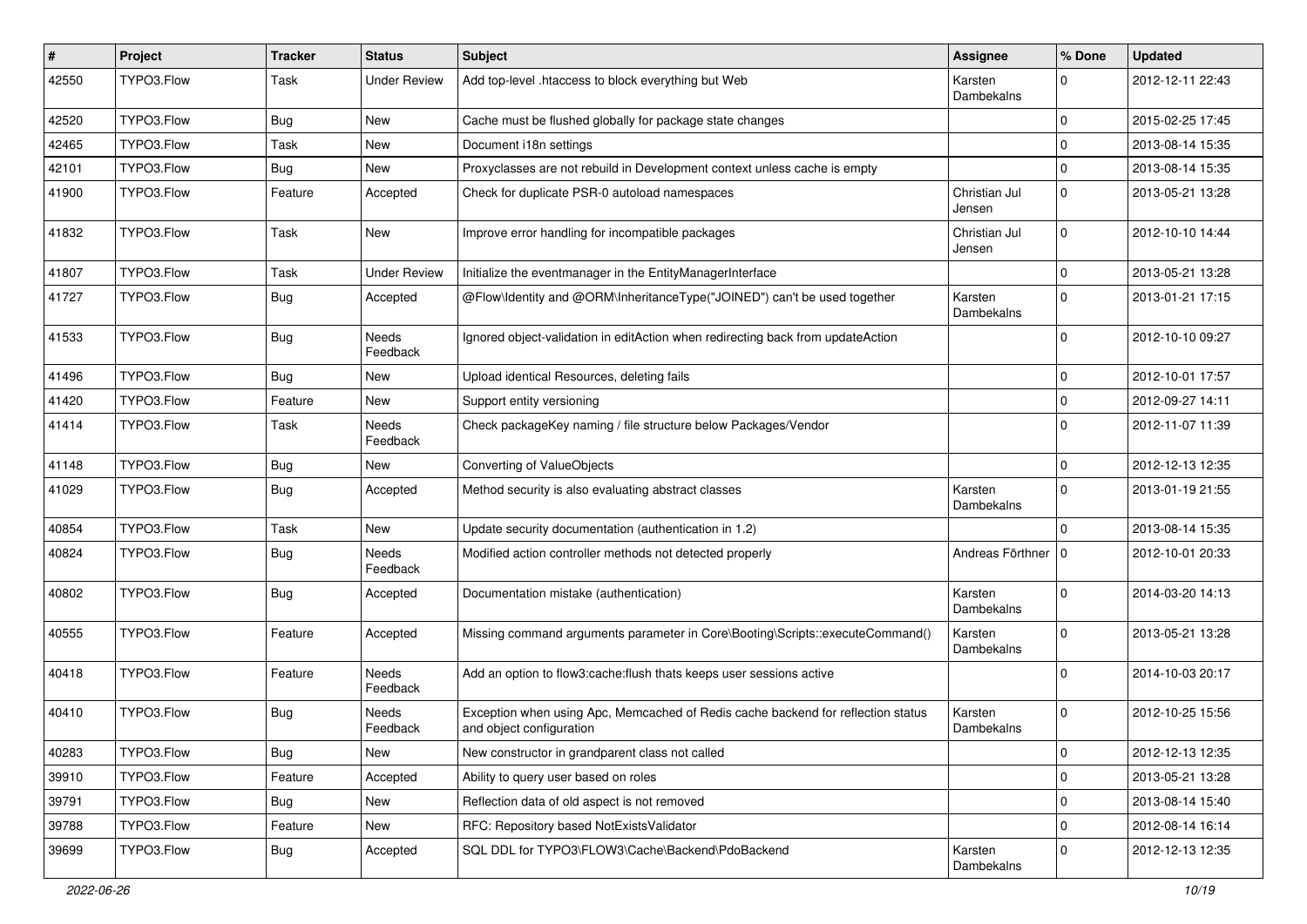| # | Project | Tracker | Status | Subject | Assignee | % Done | Updated |
|---|---|---|---|---|---|---|---|
| 42550 | TYPO3.Flow | Task | Under Review | Add top-level .htaccess to block everything but Web | Karsten Dambekalns | 0 | 2012-12-11 22:43 |
| 42520 | TYPO3.Flow | Bug | New | Cache must be flushed globally for package state changes | | 0 | 2015-02-25 17:45 |
| 42465 | TYPO3.Flow | Task | New | Document i18n settings | | 0 | 2013-08-14 15:35 |
| 42101 | TYPO3.Flow | Bug | New | Proxyclasses are not rebuild in Development context unless cache is empty | | 0 | 2013-08-14 15:35 |
| 41900 | TYPO3.Flow | Feature | Accepted | Check for duplicate PSR-0 autoload namespaces | Christian Jul Jensen | 0 | 2013-05-21 13:28 |
| 41832 | TYPO3.Flow | Task | New | Improve error handling for incompatible packages | Christian Jul Jensen | 0 | 2012-10-10 14:44 |
| 41807 | TYPO3.Flow | Task | Under Review | Initialize the eventmanager in the EntityManagerInterface | | 0 | 2013-05-21 13:28 |
| 41727 | TYPO3.Flow | Bug | Accepted | @Flow\Identity and @ORM\InheritanceType("JOINED") can't be used together | Karsten Dambekalns | 0 | 2013-01-21 17:15 |
| 41533 | TYPO3.Flow | Bug | Needs Feedback | Ignored object-validation in editAction when redirecting back from updateAction | | 0 | 2012-10-10 09:27 |
| 41496 | TYPO3.Flow | Bug | New | Upload identical Resources, deleting fails | | 0 | 2012-10-01 17:57 |
| 41420 | TYPO3.Flow | Feature | New | Support entity versioning | | 0 | 2012-09-27 14:11 |
| 41414 | TYPO3.Flow | Task | Needs Feedback | Check packageKey naming / file structure below Packages/Vendor | | 0 | 2012-11-07 11:39 |
| 41148 | TYPO3.Flow | Bug | New | Converting of ValueObjects | | 0 | 2012-12-13 12:35 |
| 41029 | TYPO3.Flow | Bug | Accepted | Method security is also evaluating abstract classes | Karsten Dambekalns | 0 | 2013-01-19 21:55 |
| 40854 | TYPO3.Flow | Task | New | Update security documentation (authentication in 1.2) | | 0 | 2013-08-14 15:35 |
| 40824 | TYPO3.Flow | Bug | Needs Feedback | Modified action controller methods not detected properly | Andreas Förthner | 0 | 2012-10-01 20:33 |
| 40802 | TYPO3.Flow | Bug | Accepted | Documentation mistake (authentication) | Karsten Dambekalns | 0 | 2014-03-20 14:13 |
| 40555 | TYPO3.Flow | Feature | Accepted | Missing command arguments parameter in Core\Booting\Scripts::executeCommand() | Karsten Dambekalns | 0 | 2013-05-21 13:28 |
| 40418 | TYPO3.Flow | Feature | Needs Feedback | Add an option to flow3:cache:flush thats keeps user sessions active | | 0 | 2014-10-03 20:17 |
| 40410 | TYPO3.Flow | Bug | Needs Feedback | Exception when using Apc, Memcached of Redis cache backend for reflection status and object configuration | Karsten Dambekalns | 0 | 2012-10-25 15:56 |
| 40283 | TYPO3.Flow | Bug | New | New constructor in grandparent class not called | | 0 | 2012-12-13 12:35 |
| 39910 | TYPO3.Flow | Feature | Accepted | Ability to query user based on roles | | 0 | 2013-05-21 13:28 |
| 39791 | TYPO3.Flow | Bug | New | Reflection data of old aspect is not removed | | 0 | 2013-08-14 15:40 |
| 39788 | TYPO3.Flow | Feature | New | RFC: Repository based NotExistsValidator | | 0 | 2012-08-14 16:14 |
| 39699 | TYPO3.Flow | Bug | Accepted | SQL DDL for TYPO3\FLOW3\Cache\Backend\PdoBackend | Karsten Dambekalns | 0 | 2012-12-13 12:35 |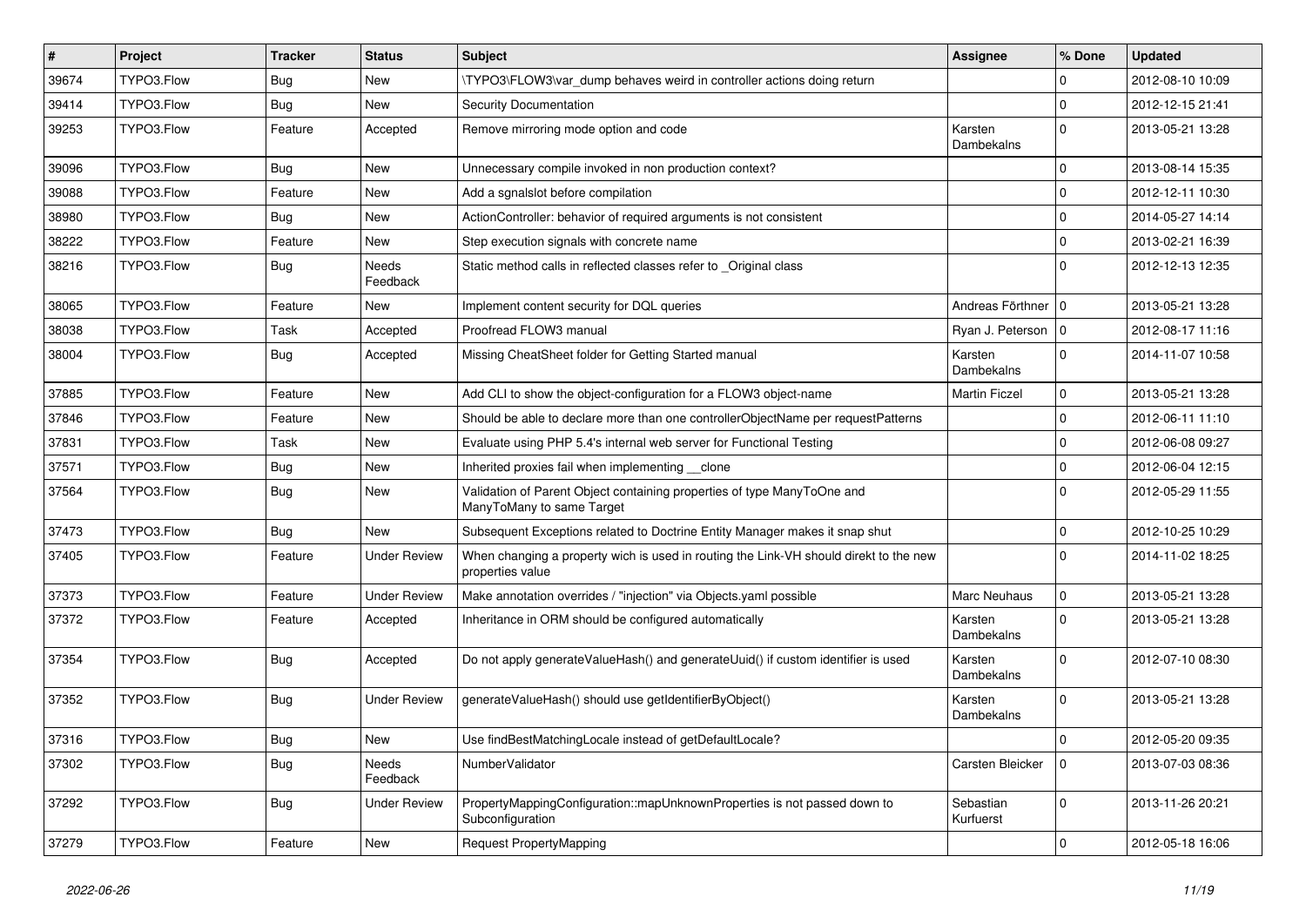| # | Project | Tracker | Status | Subject | Assignee | % Done | Updated |
|---|---|---|---|---|---|---|---|
| 39674 | TYPO3.Flow | Bug | New | \TYPO3\FLOW3\var_dump behaves weird in controller actions doing return | | 0 | 2012-08-10 10:09 |
| 39414 | TYPO3.Flow | Bug | New | Security Documentation | | 0 | 2012-12-15 21:41 |
| 39253 | TYPO3.Flow | Feature | Accepted | Remove mirroring mode option and code | Karsten Dambekalns | 0 | 2013-05-21 13:28 |
| 39096 | TYPO3.Flow | Bug | New | Unnecessary compile invoked in non production context? | | 0 | 2013-08-14 15:35 |
| 39088 | TYPO3.Flow | Feature | New | Add a sgnalslot before compilation | | 0 | 2012-12-11 10:30 |
| 38980 | TYPO3.Flow | Bug | New | ActionController: behavior of required arguments is not consistent | | 0 | 2014-05-27 14:14 |
| 38222 | TYPO3.Flow | Feature | New | Step execution signals with concrete name | | 0 | 2013-02-21 16:39 |
| 38216 | TYPO3.Flow | Bug | Needs Feedback | Static method calls in reflected classes refer to _Original class | | 0 | 2012-12-13 12:35 |
| 38065 | TYPO3.Flow | Feature | New | Implement content security for DQL queries | Andreas Förthner | 0 | 2013-05-21 13:28 |
| 38038 | TYPO3.Flow | Task | Accepted | Proofread FLOW3 manual | Ryan J. Peterson | 0 | 2012-08-17 11:16 |
| 38004 | TYPO3.Flow | Bug | Accepted | Missing CheatSheet folder for Getting Started manual | Karsten Dambekalns | 0 | 2014-11-07 10:58 |
| 37885 | TYPO3.Flow | Feature | New | Add CLI to show the object-configuration for a FLOW3 object-name | Martin Ficzel | 0 | 2013-05-21 13:28 |
| 37846 | TYPO3.Flow | Feature | New | Should be able to declare more than one controllerObjectName per requestPatterns | | 0 | 2012-06-11 11:10 |
| 37831 | TYPO3.Flow | Task | New | Evaluate using PHP 5.4's internal web server for Functional Testing | | 0 | 2012-06-08 09:27 |
| 37571 | TYPO3.Flow | Bug | New | Inherited proxies fail when implementing __clone | | 0 | 2012-06-04 12:15 |
| 37564 | TYPO3.Flow | Bug | New | Validation of Parent Object containing properties of type ManyToOne and ManyToMany to same Target | | 0 | 2012-05-29 11:55 |
| 37473 | TYPO3.Flow | Bug | New | Subsequent Exceptions related to Doctrine Entity Manager makes it snap shut | | 0 | 2012-10-25 10:29 |
| 37405 | TYPO3.Flow | Feature | Under Review | When changing a property wich is used in routing the Link-VH should direkt to the new properties value | | 0 | 2014-11-02 18:25 |
| 37373 | TYPO3.Flow | Feature | Under Review | Make annotation overrides / "injection" via Objects.yaml possible | Marc Neuhaus | 0 | 2013-05-21 13:28 |
| 37372 | TYPO3.Flow | Feature | Accepted | Inheritance in ORM should be configured automatically | Karsten Dambekalns | 0 | 2013-05-21 13:28 |
| 37354 | TYPO3.Flow | Bug | Accepted | Do not apply generateValueHash() and generateUuid() if custom identifier is used | Karsten Dambekalns | 0 | 2012-07-10 08:30 |
| 37352 | TYPO3.Flow | Bug | Under Review | generateValueHash() should use getIdentifierByObject() | Karsten Dambekalns | 0 | 2013-05-21 13:28 |
| 37316 | TYPO3.Flow | Bug | New | Use findBestMatchingLocale instead of getDefaultLocale? | | 0 | 2012-05-20 09:35 |
| 37302 | TYPO3.Flow | Bug | Needs Feedback | NumberValidator | Carsten Bleicker | 0 | 2013-07-03 08:36 |
| 37292 | TYPO3.Flow | Bug | Under Review | PropertyMappingConfiguration::mapUnknownProperties is not passed down to Subconfiguration | Sebastian Kurfuerst | 0 | 2013-11-26 20:21 |
| 37279 | TYPO3.Flow | Feature | New | Request PropertyMapping | | 0 | 2012-05-18 16:06 |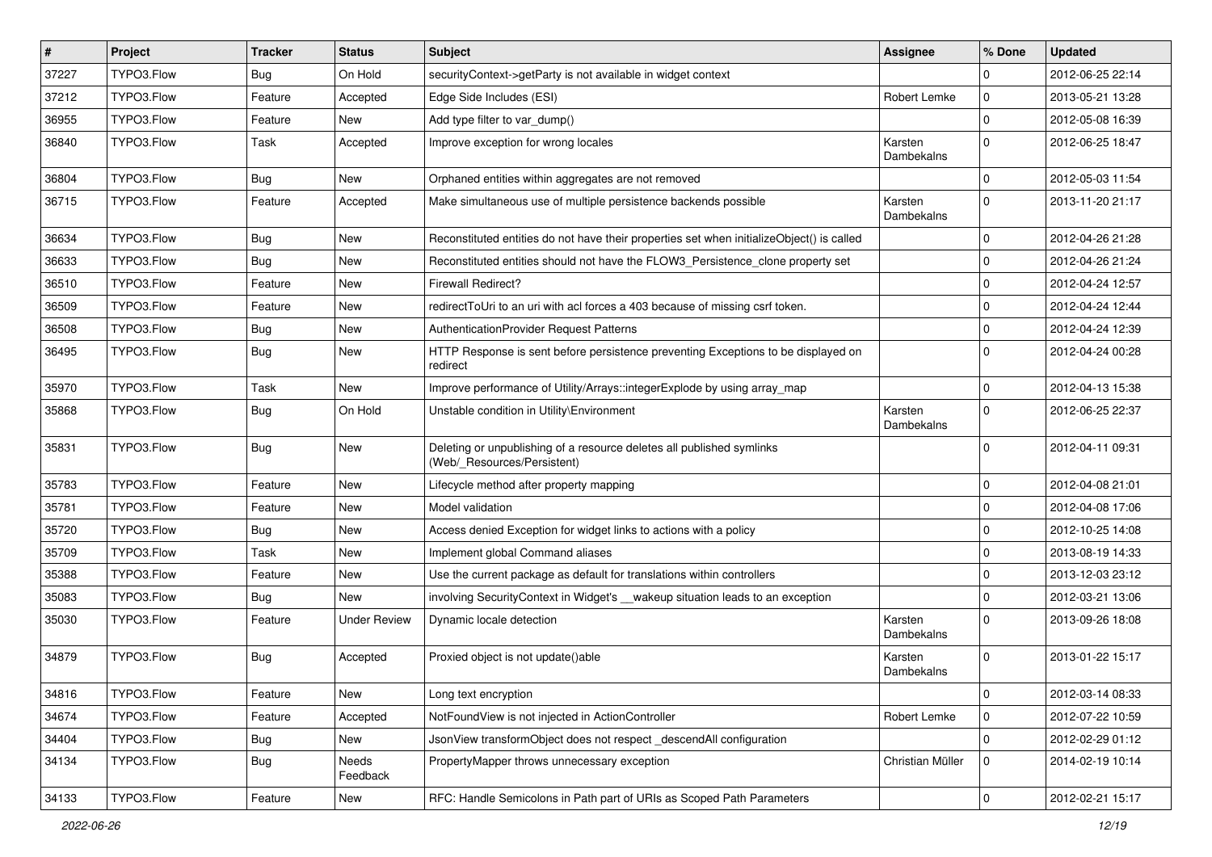| # | Project | Tracker | Status | Subject | Assignee | % Done | Updated |
|---|---|---|---|---|---|---|---|
| 37227 | TYPO3.Flow | Bug | On Hold | securityContext->getParty is not available in widget context | | 0 | 2012-06-25 22:14 |
| 37212 | TYPO3.Flow | Feature | Accepted | Edge Side Includes (ESI) | Robert Lemke | 0 | 2013-05-21 13:28 |
| 36955 | TYPO3.Flow | Feature | New | Add type filter to var_dump() | | 0 | 2012-05-08 16:39 |
| 36840 | TYPO3.Flow | Task | Accepted | Improve exception for wrong locales | Karsten Dambekalns | 0 | 2012-06-25 18:47 |
| 36804 | TYPO3.Flow | Bug | New | Orphaned entities within aggregates are not removed | | 0 | 2012-05-03 11:54 |
| 36715 | TYPO3.Flow | Feature | Accepted | Make simultaneous use of multiple persistence backends possible | Karsten Dambekalns | 0 | 2013-11-20 21:17 |
| 36634 | TYPO3.Flow | Bug | New | Reconstituted entities do not have their properties set when initializeObject() is called | | 0 | 2012-04-26 21:28 |
| 36633 | TYPO3.Flow | Bug | New | Reconstituted entities should not have the FLOW3_Persistence_clone property set | | 0 | 2012-04-26 21:24 |
| 36510 | TYPO3.Flow | Feature | New | Firewall Redirect? | | 0 | 2012-04-24 12:57 |
| 36509 | TYPO3.Flow | Feature | New | redirectToUri to an uri with acl forces a 403 because of missing csrf token. | | 0 | 2012-04-24 12:44 |
| 36508 | TYPO3.Flow | Bug | New | AuthenticationProvider Request Patterns | | 0 | 2012-04-24 12:39 |
| 36495 | TYPO3.Flow | Bug | New | HTTP Response is sent before persistence preventing Exceptions to be displayed on redirect | | 0 | 2012-04-24 00:28 |
| 35970 | TYPO3.Flow | Task | New | Improve performance of Utility/Arrays::integerExplode by using array_map | | 0 | 2012-04-13 15:38 |
| 35868 | TYPO3.Flow | Bug | On Hold | Unstable condition in Utility\Environment | Karsten Dambekalns | 0 | 2012-06-25 22:37 |
| 35831 | TYPO3.Flow | Bug | New | Deleting or unpublishing of a resource deletes all published symlinks (Web/_Resources/Persistent) | | 0 | 2012-04-11 09:31 |
| 35783 | TYPO3.Flow | Feature | New | Lifecycle method after property mapping | | 0 | 2012-04-08 21:01 |
| 35781 | TYPO3.Flow | Feature | New | Model validation | | 0 | 2012-04-08 17:06 |
| 35720 | TYPO3.Flow | Bug | New | Access denied Exception for widget links to actions with a policy | | 0 | 2012-10-25 14:08 |
| 35709 | TYPO3.Flow | Task | New | Implement global Command aliases | | 0 | 2013-08-19 14:33 |
| 35388 | TYPO3.Flow | Feature | New | Use the current package as default for translations within controllers | | 0 | 2013-12-03 23:12 |
| 35083 | TYPO3.Flow | Bug | New | involving SecurityContext in Widget's __wakeup situation leads to an exception | | 0 | 2012-03-21 13:06 |
| 35030 | TYPO3.Flow | Feature | Under Review | Dynamic locale detection | Karsten Dambekalns | 0 | 2013-09-26 18:08 |
| 34879 | TYPO3.Flow | Bug | Accepted | Proxied object is not update()able | Karsten Dambekalns | 0 | 2013-01-22 15:17 |
| 34816 | TYPO3.Flow | Feature | New | Long text encryption | | 0 | 2012-03-14 08:33 |
| 34674 | TYPO3.Flow | Feature | Accepted | NotFoundView is not injected in ActionController | Robert Lemke | 0 | 2012-07-22 10:59 |
| 34404 | TYPO3.Flow | Bug | New | JsonView transformObject does not respect _descendAll configuration | | 0 | 2012-02-29 01:12 |
| 34134 | TYPO3.Flow | Bug | Needs Feedback | PropertyMapper throws unnecessary exception | Christian Müller | 0 | 2014-02-19 10:14 |
| 34133 | TYPO3.Flow | Feature | New | RFC: Handle Semicolons in Path part of URIs as Scoped Path Parameters | | 0 | 2012-02-21 15:17 |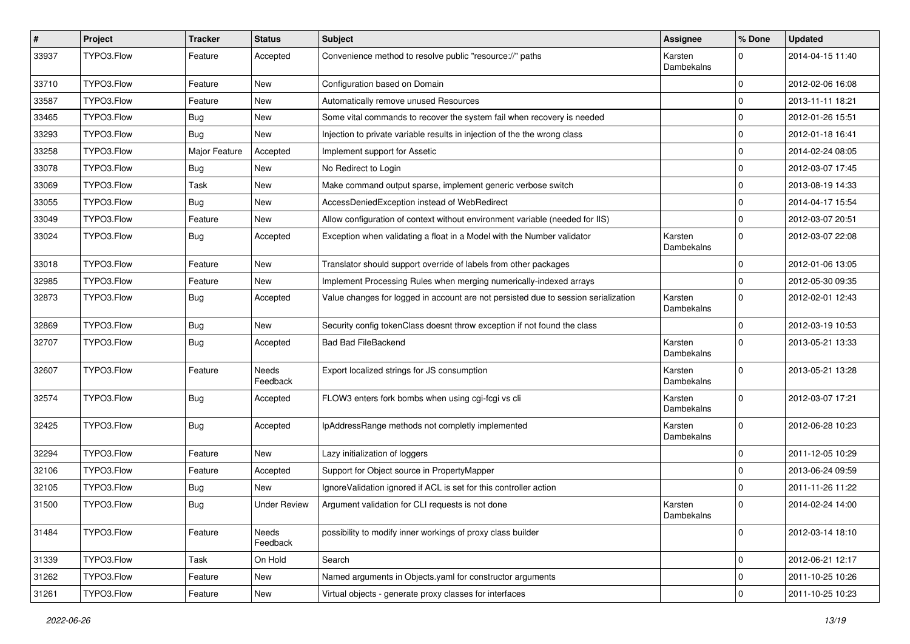| # | Project | Tracker | Status | Subject | Assignee | % Done | Updated |
|---|---|---|---|---|---|---|---|
| 33937 | TYPO3.Flow | Feature | Accepted | Convenience method to resolve public "resource://" paths | Karsten Dambekalns | 0 | 2014-04-15 11:40 |
| 33710 | TYPO3.Flow | Feature | New | Configuration based on Domain | | 0 | 2012-02-06 16:08 |
| 33587 | TYPO3.Flow | Feature | New | Automatically remove unused Resources | | 0 | 2013-11-11 18:21 |
| 33465 | TYPO3.Flow | Bug | New | Some vital commands to recover the system fail when recovery is needed | | 0 | 2012-01-26 15:51 |
| 33293 | TYPO3.Flow | Bug | New | Injection to private variable results in injection of the the wrong class | | 0 | 2012-01-18 16:41 |
| 33258 | TYPO3.Flow | Major Feature | Accepted | Implement support for Assetic | | 0 | 2014-02-24 08:05 |
| 33078 | TYPO3.Flow | Bug | New | No Redirect to Login | | 0 | 2012-03-07 17:45 |
| 33069 | TYPO3.Flow | Task | New | Make command output sparse, implement generic verbose switch | | 0 | 2013-08-19 14:33 |
| 33055 | TYPO3.Flow | Bug | New | AccessDeniedException instead of WebRedirect | | 0 | 2014-04-17 15:54 |
| 33049 | TYPO3.Flow | Feature | New | Allow configuration of context without environment variable (needed for IIS) | | 0 | 2012-03-07 20:51 |
| 33024 | TYPO3.Flow | Bug | Accepted | Exception when validating a float in a Model with the Number validator | Karsten Dambekalns | 0 | 2012-03-07 22:08 |
| 33018 | TYPO3.Flow | Feature | New | Translator should support override of labels from other packages | | 0 | 2012-01-06 13:05 |
| 32985 | TYPO3.Flow | Feature | New | Implement Processing Rules when merging numerically-indexed arrays | | 0 | 2012-05-30 09:35 |
| 32873 | TYPO3.Flow | Bug | Accepted | Value changes for logged in account are not persisted due to session serialization | Karsten Dambekalns | 0 | 2012-02-01 12:43 |
| 32869 | TYPO3.Flow | Bug | New | Security config tokenClass doesnt throw exception if not found the class | | 0 | 2012-03-19 10:53 |
| 32707 | TYPO3.Flow | Bug | Accepted | Bad Bad FileBackend | Karsten Dambekalns | 0 | 2013-05-21 13:33 |
| 32607 | TYPO3.Flow | Feature | Needs Feedback | Export localized strings for JS consumption | Karsten Dambekalns | 0 | 2013-05-21 13:28 |
| 32574 | TYPO3.Flow | Bug | Accepted | FLOW3 enters fork bombs when using cgi-fcgi vs cli | Karsten Dambekalns | 0 | 2012-03-07 17:21 |
| 32425 | TYPO3.Flow | Bug | Accepted | IpAddressRange methods not completly implemented | Karsten Dambekalns | 0 | 2012-06-28 10:23 |
| 32294 | TYPO3.Flow | Feature | New | Lazy initialization of loggers | | 0 | 2011-12-05 10:29 |
| 32106 | TYPO3.Flow | Feature | Accepted | Support for Object source in PropertyMapper | | 0 | 2013-06-24 09:59 |
| 32105 | TYPO3.Flow | Bug | New | IgnoreValidation ignored if ACL is set for this controller action | | 0 | 2011-11-26 11:22 |
| 31500 | TYPO3.Flow | Bug | Under Review | Argument validation for CLI requests is not done | Karsten Dambekalns | 0 | 2014-02-24 14:00 |
| 31484 | TYPO3.Flow | Feature | Needs Feedback | possibility to modify inner workings of proxy class builder | | 0 | 2012-03-14 18:10 |
| 31339 | TYPO3.Flow | Task | On Hold | Search | | 0 | 2012-06-21 12:17 |
| 31262 | TYPO3.Flow | Feature | New | Named arguments in Objects.yaml for constructor arguments | | 0 | 2011-10-25 10:26 |
| 31261 | TYPO3.Flow | Feature | New | Virtual objects - generate proxy classes for interfaces | | 0 | 2011-10-25 10:23 |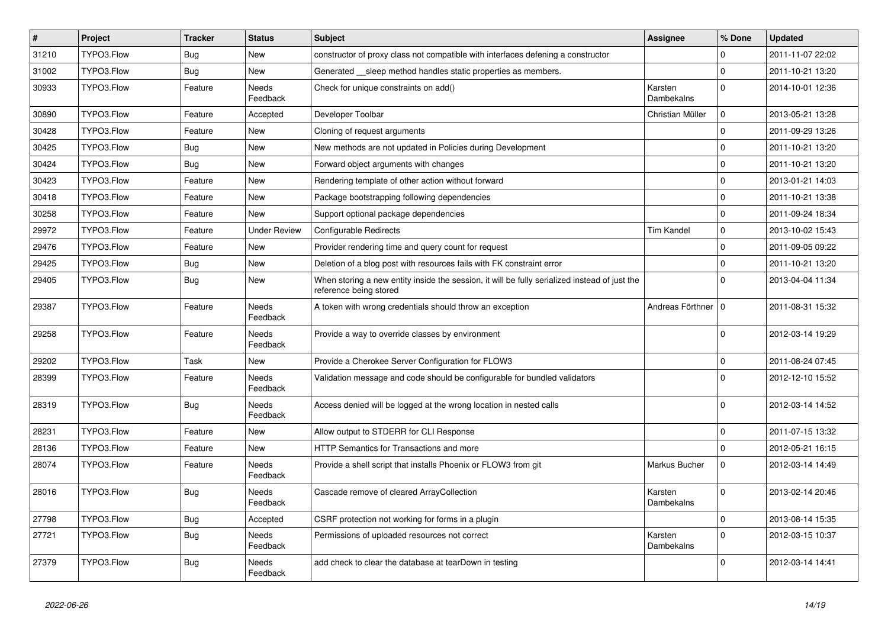| # | Project | Tracker | Status | Subject | Assignee | % Done | Updated |
|---|---|---|---|---|---|---|---|
| 31210 | TYPO3.Flow | Bug | New | constructor of proxy class not compatible with interfaces defening a constructor | | 0 | 2011-11-07 22:02 |
| 31002 | TYPO3.Flow | Bug | New | Generated __sleep method handles static properties as members. | | 0 | 2011-10-21 13:20 |
| 30933 | TYPO3.Flow | Feature | Needs Feedback | Check for unique constraints on add() | Karsten Dambekalns | 0 | 2014-10-01 12:36 |
| 30890 | TYPO3.Flow | Feature | Accepted | Developer Toolbar | Christian Müller | 0 | 2013-05-21 13:28 |
| 30428 | TYPO3.Flow | Feature | New | Cloning of request arguments | | 0 | 2011-09-29 13:26 |
| 30425 | TYPO3.Flow | Bug | New | New methods are not updated in Policies during Development | | 0 | 2011-10-21 13:20 |
| 30424 | TYPO3.Flow | Bug | New | Forward object arguments with changes | | 0 | 2011-10-21 13:20 |
| 30423 | TYPO3.Flow | Feature | New | Rendering template of other action without forward | | 0 | 2013-01-21 14:03 |
| 30418 | TYPO3.Flow | Feature | New | Package bootstrapping following dependencies | | 0 | 2011-10-21 13:38 |
| 30258 | TYPO3.Flow | Feature | New | Support optional package dependencies | | 0 | 2011-09-24 18:34 |
| 29972 | TYPO3.Flow | Feature | Under Review | Configurable Redirects | Tim Kandel | 0 | 2013-10-02 15:43 |
| 29476 | TYPO3.Flow | Feature | New | Provider rendering time and query count for request | | 0 | 2011-09-05 09:22 |
| 29425 | TYPO3.Flow | Bug | New | Deletion of a blog post with resources fails with FK constraint error | | 0 | 2011-10-21 13:20 |
| 29405 | TYPO3.Flow | Bug | New | When storing a new entity inside the session, it will be fully serialized instead of just the reference being stored | | 0 | 2013-04-04 11:34 |
| 29387 | TYPO3.Flow | Feature | Needs Feedback | A token with wrong credentials should throw an exception | Andreas Förthner | 0 | 2011-08-31 15:32 |
| 29258 | TYPO3.Flow | Feature | Needs Feedback | Provide a way to override classes by environment | | 0 | 2012-03-14 19:29 |
| 29202 | TYPO3.Flow | Task | New | Provide a Cherokee Server Configuration for FLOW3 | | 0 | 2011-08-24 07:45 |
| 28399 | TYPO3.Flow | Feature | Needs Feedback | Validation message and code should be configurable for bundled validators | | 0 | 2012-12-10 15:52 |
| 28319 | TYPO3.Flow | Bug | Needs Feedback | Access denied will be logged at the wrong location in nested calls | | 0 | 2012-03-14 14:52 |
| 28231 | TYPO3.Flow | Feature | New | Allow output to STDERR for CLI Response | | 0 | 2011-07-15 13:32 |
| 28136 | TYPO3.Flow | Feature | New | HTTP Semantics for Transactions and more | | 0 | 2012-05-21 16:15 |
| 28074 | TYPO3.Flow | Feature | Needs Feedback | Provide a shell script that installs Phoenix or FLOW3 from git | Markus Bucher | 0 | 2012-03-14 14:49 |
| 28016 | TYPO3.Flow | Bug | Needs Feedback | Cascade remove of cleared ArrayCollection | Karsten Dambekalns | 0 | 2013-02-14 20:46 |
| 27798 | TYPO3.Flow | Bug | Accepted | CSRF protection not working for forms in a plugin | | 0 | 2013-08-14 15:35 |
| 27721 | TYPO3.Flow | Bug | Needs Feedback | Permissions of uploaded resources not correct | Karsten Dambekalns | 0 | 2012-03-15 10:37 |
| 27379 | TYPO3.Flow | Bug | Needs Feedback | add check to clear the database at tearDown in testing | | 0 | 2012-03-14 14:41 |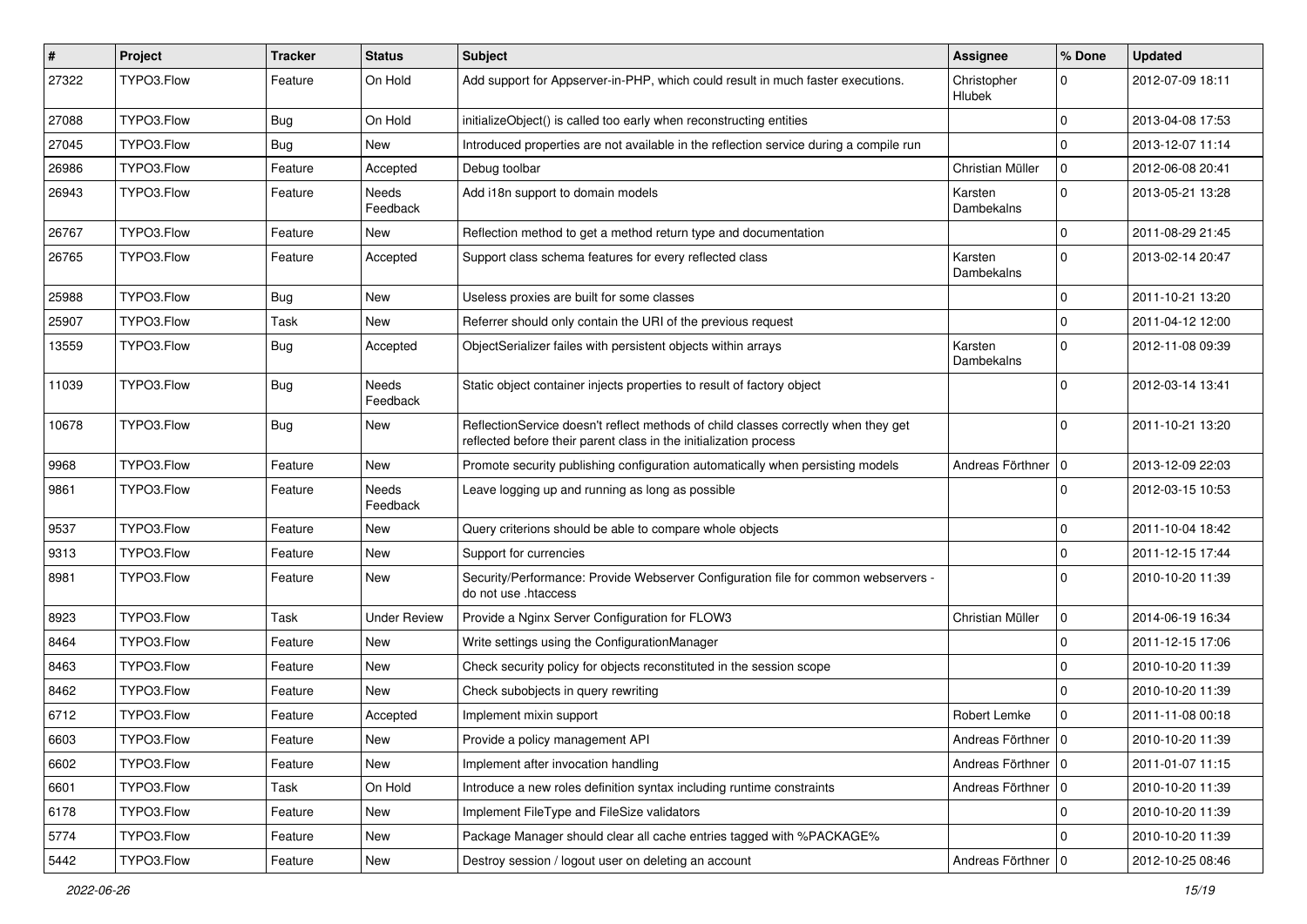| # | Project | Tracker | Status | Subject | Assignee | % Done | Updated |
| --- | --- | --- | --- | --- | --- | --- | --- |
| 27322 | TYPO3.Flow | Feature | On Hold | Add support for Appserver-in-PHP, which could result in much faster executions. | Christopher Hlubek | 0 | 2012-07-09 18:11 |
| 27088 | TYPO3.Flow | Bug | On Hold | initializeObject() is called too early when reconstructing entities | | 0 | 2013-04-08 17:53 |
| 27045 | TYPO3.Flow | Bug | New | Introduced properties are not available in the reflection service during a compile run | | 0 | 2013-12-07 11:14 |
| 26986 | TYPO3.Flow | Feature | Accepted | Debug toolbar | Christian Müller | 0 | 2012-06-08 20:41 |
| 26943 | TYPO3.Flow | Feature | Needs Feedback | Add i18n support to domain models | Karsten Dambekalns | 0 | 2013-05-21 13:28 |
| 26767 | TYPO3.Flow | Feature | New | Reflection method to get a method return type and documentation | | 0 | 2011-08-29 21:45 |
| 26765 | TYPO3.Flow | Feature | Accepted | Support class schema features for every reflected class | Karsten Dambekalns | 0 | 2013-02-14 20:47 |
| 25988 | TYPO3.Flow | Bug | New | Useless proxies are built for some classes | | 0 | 2011-10-21 13:20 |
| 25907 | TYPO3.Flow | Task | New | Referrer should only contain the URI of the previous request | | 0 | 2011-04-12 12:00 |
| 13559 | TYPO3.Flow | Bug | Accepted | ObjectSerializer failes with persistent objects within arrays | Karsten Dambekalns | 0 | 2012-11-08 09:39 |
| 11039 | TYPO3.Flow | Bug | Needs Feedback | Static object container injects properties to result of factory object | | 0 | 2012-03-14 13:41 |
| 10678 | TYPO3.Flow | Bug | New | ReflectionService doesn't reflect methods of child classes correctly when they get reflected before their parent class in the initialization process | | 0 | 2011-10-21 13:20 |
| 9968 | TYPO3.Flow | Feature | New | Promote security publishing configuration automatically when persisting models | Andreas Förthner | 0 | 2013-12-09 22:03 |
| 9861 | TYPO3.Flow | Feature | Needs Feedback | Leave logging up and running as long as possible | | 0 | 2012-03-15 10:53 |
| 9537 | TYPO3.Flow | Feature | New | Query criterions should be able to compare whole objects | | 0 | 2011-10-04 18:42 |
| 9313 | TYPO3.Flow | Feature | New | Support for currencies | | 0 | 2011-12-15 17:44 |
| 8981 | TYPO3.Flow | Feature | New | Security/Performance: Provide Webserver Configuration file for common webservers - do not use .htaccess | | 0 | 2010-10-20 11:39 |
| 8923 | TYPO3.Flow | Task | Under Review | Provide a Nginx Server Configuration for FLOW3 | Christian Müller | 0 | 2014-06-19 16:34 |
| 8464 | TYPO3.Flow | Feature | New | Write settings using the ConfigurationManager | | 0 | 2011-12-15 17:06 |
| 8463 | TYPO3.Flow | Feature | New | Check security policy for objects reconstituted in the session scope | | 0 | 2010-10-20 11:39 |
| 8462 | TYPO3.Flow | Feature | New | Check subobjects in query rewriting | | 0 | 2010-10-20 11:39 |
| 6712 | TYPO3.Flow | Feature | Accepted | Implement mixin support | Robert Lemke | 0 | 2011-11-08 00:18 |
| 6603 | TYPO3.Flow | Feature | New | Provide a policy management API | Andreas Förthner | 0 | 2010-10-20 11:39 |
| 6602 | TYPO3.Flow | Feature | New | Implement after invocation handling | Andreas Förthner | 0 | 2011-01-07 11:15 |
| 6601 | TYPO3.Flow | Task | On Hold | Introduce a new roles definition syntax including runtime constraints | Andreas Förthner | 0 | 2010-10-20 11:39 |
| 6178 | TYPO3.Flow | Feature | New | Implement FileType and FileSize validators | | 0 | 2010-10-20 11:39 |
| 5774 | TYPO3.Flow | Feature | New | Package Manager should clear all cache entries tagged with %PACKAGE% | | 0 | 2010-10-20 11:39 |
| 5442 | TYPO3.Flow | Feature | New | Destroy session / logout user on deleting an account | Andreas Förthner | 0 | 2012-10-25 08:46 |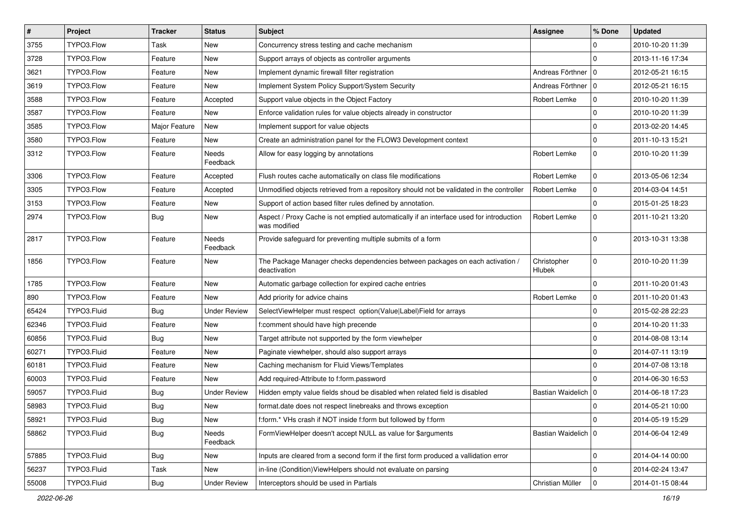| # | Project | Tracker | Status | Subject | Assignee | % Done | Updated |
|---|---|---|---|---|---|---|---|
| 3755 | TYPO3.Flow | Task | New | Concurrency stress testing and cache mechanism | | 0 | 2010-10-20 11:39 |
| 3728 | TYPO3.Flow | Feature | New | Support arrays of objects as controller arguments | | 0 | 2013-11-16 17:34 |
| 3621 | TYPO3.Flow | Feature | New | Implement dynamic firewall filter registration | Andreas Förthner | 0 | 2012-05-21 16:15 |
| 3619 | TYPO3.Flow | Feature | New | Implement System Policy Support/System Security | Andreas Förthner | 0 | 2012-05-21 16:15 |
| 3588 | TYPO3.Flow | Feature | Accepted | Support value objects in the Object Factory | Robert Lemke | 0 | 2010-10-20 11:39 |
| 3587 | TYPO3.Flow | Feature | New | Enforce validation rules for value objects already in constructor | | 0 | 2010-10-20 11:39 |
| 3585 | TYPO3.Flow | Major Feature | New | Implement support for value objects | | 0 | 2013-02-20 14:45 |
| 3580 | TYPO3.Flow | Feature | New | Create an administration panel for the FLOW3 Development context | | 0 | 2011-10-13 15:21 |
| 3312 | TYPO3.Flow | Feature | Needs Feedback | Allow for easy logging by annotations | Robert Lemke | 0 | 2010-10-20 11:39 |
| 3306 | TYPO3.Flow | Feature | Accepted | Flush routes cache automatically on class file modifications | Robert Lemke | 0 | 2013-05-06 12:34 |
| 3305 | TYPO3.Flow | Feature | Accepted | Unmodified objects retrieved from a repository should not be validated in the controller | Robert Lemke | 0 | 2014-03-04 14:51 |
| 3153 | TYPO3.Flow | Feature | New | Support of action based filter rules defined by annotation. | | 0 | 2015-01-25 18:23 |
| 2974 | TYPO3.Flow | Bug | New | Aspect / Proxy Cache is not emptied automatically if an interface used for introduction was modified | Robert Lemke | 0 | 2011-10-21 13:20 |
| 2817 | TYPO3.Flow | Feature | Needs Feedback | Provide safeguard for preventing multiple submits of a form | | 0 | 2013-10-31 13:38 |
| 1856 | TYPO3.Flow | Feature | New | The Package Manager checks dependencies between packages on each activation / deactivation | Christopher Hlubek | 0 | 2010-10-20 11:39 |
| 1785 | TYPO3.Flow | Feature | New | Automatic garbage collection for expired cache entries | | 0 | 2011-10-20 01:43 |
| 890 | TYPO3.Flow | Feature | New | Add priority for advice chains | Robert Lemke | 0 | 2011-10-20 01:43 |
| 65424 | TYPO3.Fluid | Bug | Under Review | SelectViewHelper must respect option(Value\|Label)Field for arrays | | 0 | 2015-02-28 22:23 |
| 62346 | TYPO3.Fluid | Feature | New | f:comment should have high precende | | 0 | 2014-10-20 11:33 |
| 60856 | TYPO3.Fluid | Bug | New | Target attribute not supported by the form viewhelper | | 0 | 2014-08-08 13:14 |
| 60271 | TYPO3.Fluid | Feature | New | Paginate viewhelper, should also support arrays | | 0 | 2014-07-11 13:19 |
| 60181 | TYPO3.Fluid | Feature | New | Caching mechanism for Fluid Views/Templates | | 0 | 2014-07-08 13:18 |
| 60003 | TYPO3.Fluid | Feature | New | Add required-Attribute to f:form.password | | 0 | 2014-06-30 16:53 |
| 59057 | TYPO3.Fluid | Bug | Under Review | Hidden empty value fields shoud be disabled when related field is disabled | Bastian Waidelich | 0 | 2014-06-18 17:23 |
| 58983 | TYPO3.Fluid | Bug | New | format.date does not respect linebreaks and throws exception | | 0 | 2014-05-21 10:00 |
| 58921 | TYPO3.Fluid | Bug | New | f:form.* VHs crash if NOT inside f:form but followed by f:form | | 0 | 2014-05-19 15:29 |
| 58862 | TYPO3.Fluid | Bug | Needs Feedback | FormViewHelper doesn't accept NULL as value for $arguments | Bastian Waidelich | 0 | 2014-06-04 12:49 |
| 57885 | TYPO3.Fluid | Bug | New | Inputs are cleared from a second form if the first form produced a vallidation error | | 0 | 2014-04-14 00:00 |
| 56237 | TYPO3.Fluid | Task | New | in-line (Condition)ViewHelpers should not evaluate on parsing | | 0 | 2014-02-24 13:47 |
| 55008 | TYPO3.Fluid | Bug | Under Review | Interceptors should be used in Partials | Christian Müller | 0 | 2014-01-15 08:44 |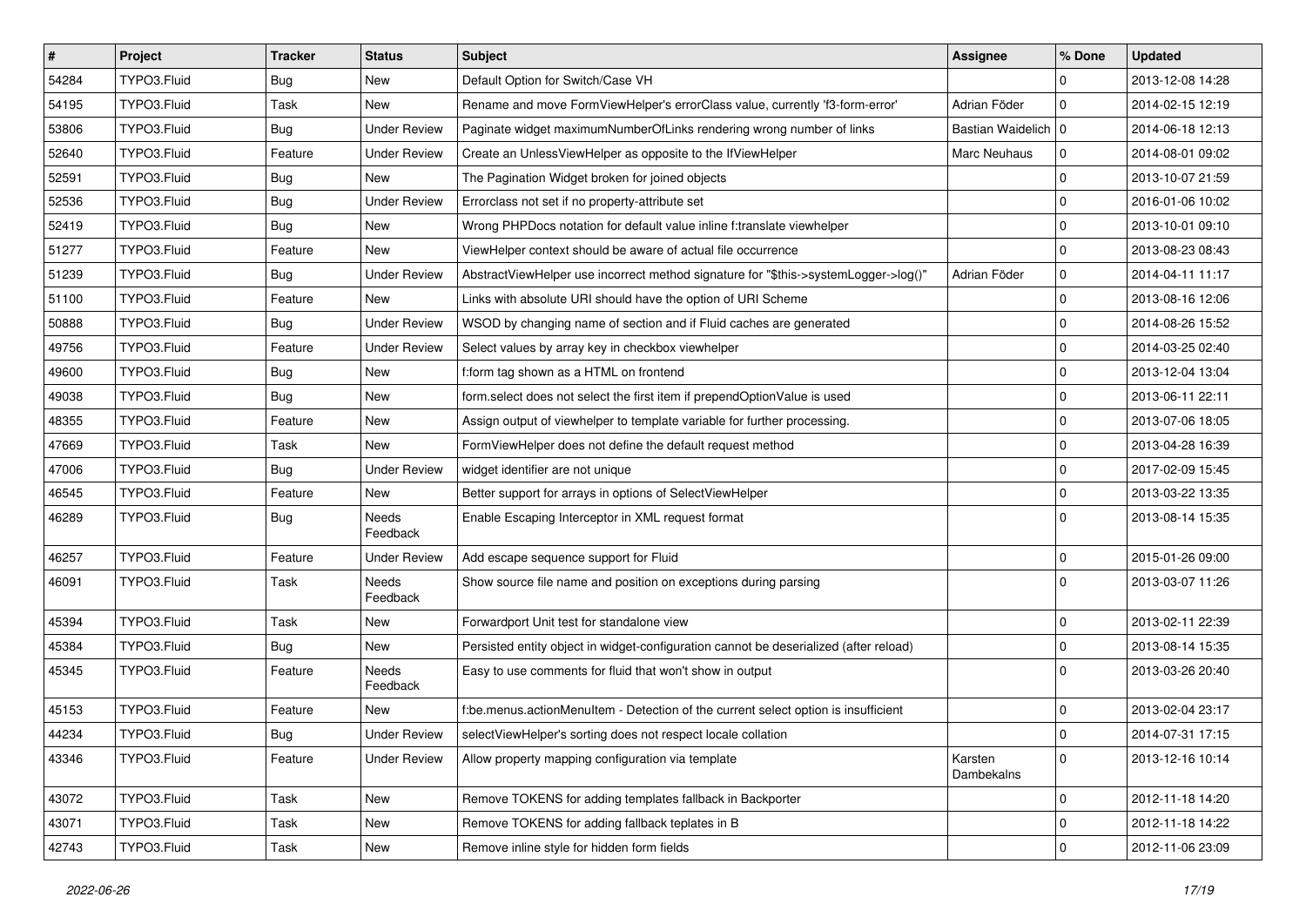| # | Project | Tracker | Status | Subject | Assignee | % Done | Updated |
| --- | --- | --- | --- | --- | --- | --- | --- |
| 54284 | TYPO3.Fluid | Bug | New | Default Option for Switch/Case VH | | 0 | 2013-12-08 14:28 |
| 54195 | TYPO3.Fluid | Task | New | Rename and move FormViewHelper's errorClass value, currently 'f3-form-error' | Adrian Föder | 0 | 2014-02-15 12:19 |
| 53806 | TYPO3.Fluid | Bug | Under Review | Paginate widget maximumNumberOfLinks rendering wrong number of links | Bastian Waidelich | 0 | 2014-06-18 12:13 |
| 52640 | TYPO3.Fluid | Feature | Under Review | Create an UnlessViewHelper as opposite to the IfViewHelper | Marc Neuhaus | 0 | 2014-08-01 09:02 |
| 52591 | TYPO3.Fluid | Bug | New | The Pagination Widget broken for joined objects | | 0 | 2013-10-07 21:59 |
| 52536 | TYPO3.Fluid | Bug | Under Review | Errorclass not set if no property-attribute set | | 0 | 2016-01-06 10:02 |
| 52419 | TYPO3.Fluid | Bug | New | Wrong PHPDocs notation for default value inline f:translate viewhelper | | 0 | 2013-10-01 09:10 |
| 51277 | TYPO3.Fluid | Feature | New | ViewHelper context should be aware of actual file occurrence | | 0 | 2013-08-23 08:43 |
| 51239 | TYPO3.Fluid | Bug | Under Review | AbstractViewHelper use incorrect method signature for "$this->systemLogger->log()" | Adrian Föder | 0 | 2014-04-11 11:17 |
| 51100 | TYPO3.Fluid | Feature | New | Links with absolute URI should have the option of URI Scheme | | 0 | 2013-08-16 12:06 |
| 50888 | TYPO3.Fluid | Bug | Under Review | WSOD by changing name of section and if Fluid caches are generated | | 0 | 2014-08-26 15:52 |
| 49756 | TYPO3.Fluid | Feature | Under Review | Select values by array key in checkbox viewhelper | | 0 | 2014-03-25 02:40 |
| 49600 | TYPO3.Fluid | Bug | New | f:form tag shown as a HTML on frontend | | 0 | 2013-12-04 13:04 |
| 49038 | TYPO3.Fluid | Bug | New | form.select does not select the first item if prependOptionValue is used | | 0 | 2013-06-11 22:11 |
| 48355 | TYPO3.Fluid | Feature | New | Assign output of viewhelper to template variable for further processing. | | 0 | 2013-07-06 18:05 |
| 47669 | TYPO3.Fluid | Task | New | FormViewHelper does not define the default request method | | 0 | 2013-04-28 16:39 |
| 47006 | TYPO3.Fluid | Bug | Under Review | widget identifier are not unique | | 0 | 2017-02-09 15:45 |
| 46545 | TYPO3.Fluid | Feature | New | Better support for arrays in options of SelectViewHelper | | 0 | 2013-03-22 13:35 |
| 46289 | TYPO3.Fluid | Bug | Needs Feedback | Enable Escaping Interceptor in XML request format | | 0 | 2013-08-14 15:35 |
| 46257 | TYPO3.Fluid | Feature | Under Review | Add escape sequence support for Fluid | | 0 | 2015-01-26 09:00 |
| 46091 | TYPO3.Fluid | Task | Needs Feedback | Show source file name and position on exceptions during parsing | | 0 | 2013-03-07 11:26 |
| 45394 | TYPO3.Fluid | Task | New | Forwardport Unit test for standalone view | | 0 | 2013-02-11 22:39 |
| 45384 | TYPO3.Fluid | Bug | New | Persisted entity object in widget-configuration cannot be deserialized (after reload) | | 0 | 2013-08-14 15:35 |
| 45345 | TYPO3.Fluid | Feature | Needs Feedback | Easy to use comments for fluid that won't show in output | | 0 | 2013-03-26 20:40 |
| 45153 | TYPO3.Fluid | Feature | New | f:be.menus.actionMenuItem - Detection of the current select option is insufficient | | 0 | 2013-02-04 23:17 |
| 44234 | TYPO3.Fluid | Bug | Under Review | selectViewHelper's sorting does not respect locale collation | | 0 | 2014-07-31 17:15 |
| 43346 | TYPO3.Fluid | Feature | Under Review | Allow property mapping configuration via template | Karsten Dambekalns | 0 | 2013-12-16 10:14 |
| 43072 | TYPO3.Fluid | Task | New | Remove TOKENS for adding templates fallback in Backporter | | 0 | 2012-11-18 14:20 |
| 43071 | TYPO3.Fluid | Task | New | Remove TOKENS for adding fallback teplates in B | | 0 | 2012-11-18 14:22 |
| 42743 | TYPO3.Fluid | Task | New | Remove inline style for hidden form fields | | 0 | 2012-11-06 23:09 |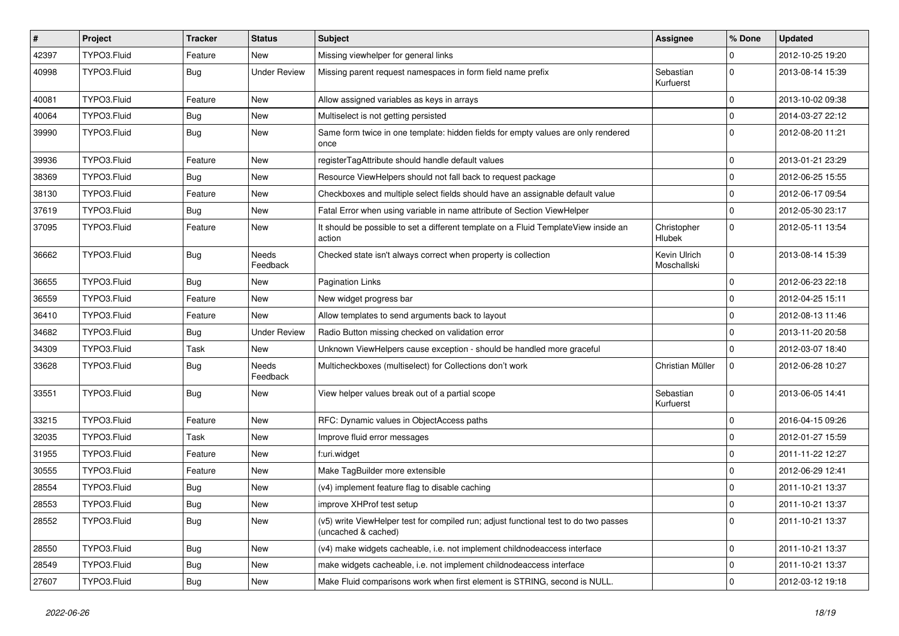| # | Project | Tracker | Status | Subject | Assignee | % Done | Updated |
|---|---|---|---|---|---|---|---|
| 42397 | TYPO3.Fluid | Feature | New | Missing viewhelper for general links | | 0 | 2012-10-25 19:20 |
| 40998 | TYPO3.Fluid | Bug | Under Review | Missing parent request namespaces in form field name prefix | Sebastian Kurfuerst | 0 | 2013-08-14 15:39 |
| 40081 | TYPO3.Fluid | Feature | New | Allow assigned variables as keys in arrays | | 0 | 2013-10-02 09:38 |
| 40064 | TYPO3.Fluid | Bug | New | Multiselect is not getting persisted | | 0 | 2014-03-27 22:12 |
| 39990 | TYPO3.Fluid | Bug | New | Same form twice in one template: hidden fields for empty values are only rendered once | | 0 | 2012-08-20 11:21 |
| 39936 | TYPO3.Fluid | Feature | New | registerTagAttribute should handle default values | | 0 | 2013-01-21 23:29 |
| 38369 | TYPO3.Fluid | Bug | New | Resource ViewHelpers should not fall back to request package | | 0 | 2012-06-25 15:55 |
| 38130 | TYPO3.Fluid | Feature | New | Checkboxes and multiple select fields should have an assignable default value | | 0 | 2012-06-17 09:54 |
| 37619 | TYPO3.Fluid | Bug | New | Fatal Error when using variable in name attribute of Section ViewHelper | | 0 | 2012-05-30 23:17 |
| 37095 | TYPO3.Fluid | Feature | New | It should be possible to set a different template on a Fluid TemplateView inside an action | Christopher Hlubek | 0 | 2012-05-11 13:54 |
| 36662 | TYPO3.Fluid | Bug | Needs Feedback | Checked state isn't always correct when property is collection | Kevin Ulrich Moschallski | 0 | 2013-08-14 15:39 |
| 36655 | TYPO3.Fluid | Bug | New | Pagination Links | | 0 | 2012-06-23 22:18 |
| 36559 | TYPO3.Fluid | Feature | New | New widget progress bar | | 0 | 2012-04-25 15:11 |
| 36410 | TYPO3.Fluid | Feature | New | Allow templates to send arguments back to layout | | 0 | 2012-08-13 11:46 |
| 34682 | TYPO3.Fluid | Bug | Under Review | Radio Button missing checked on validation error | | 0 | 2013-11-20 20:58 |
| 34309 | TYPO3.Fluid | Task | New | Unknown ViewHelpers cause exception - should be handled more graceful | | 0 | 2012-03-07 18:40 |
| 33628 | TYPO3.Fluid | Bug | Needs Feedback | Multicheckboxes (multiselect) for Collections don't work | Christian Müller | 0 | 2012-06-28 10:27 |
| 33551 | TYPO3.Fluid | Bug | New | View helper values break out of a partial scope | Sebastian Kurfuerst | 0 | 2013-06-05 14:41 |
| 33215 | TYPO3.Fluid | Feature | New | RFC: Dynamic values in ObjectAccess paths | | 0 | 2016-04-15 09:26 |
| 32035 | TYPO3.Fluid | Task | New | Improve fluid error messages | | 0 | 2012-01-27 15:59 |
| 31955 | TYPO3.Fluid | Feature | New | f:uri.widget | | 0 | 2011-11-22 12:27 |
| 30555 | TYPO3.Fluid | Feature | New | Make TagBuilder more extensible | | 0 | 2012-06-29 12:41 |
| 28554 | TYPO3.Fluid | Bug | New | (v4) implement feature flag to disable caching | | 0 | 2011-10-21 13:37 |
| 28553 | TYPO3.Fluid | Bug | New | improve XHProf test setup | | 0 | 2011-10-21 13:37 |
| 28552 | TYPO3.Fluid | Bug | New | (v5) write ViewHelper test for compiled run; adjust functional test to do two passes (uncached & cached) | | 0 | 2011-10-21 13:37 |
| 28550 | TYPO3.Fluid | Bug | New | (v4) make widgets cacheable, i.e. not implement childnodeaccess interface | | 0 | 2011-10-21 13:37 |
| 28549 | TYPO3.Fluid | Bug | New | make widgets cacheable, i.e. not implement childnodeaccess interface | | 0 | 2011-10-21 13:37 |
| 27607 | TYPO3.Fluid | Bug | New | Make Fluid comparisons work when first element is STRING, second is NULL. | | 0 | 2012-03-12 19:18 |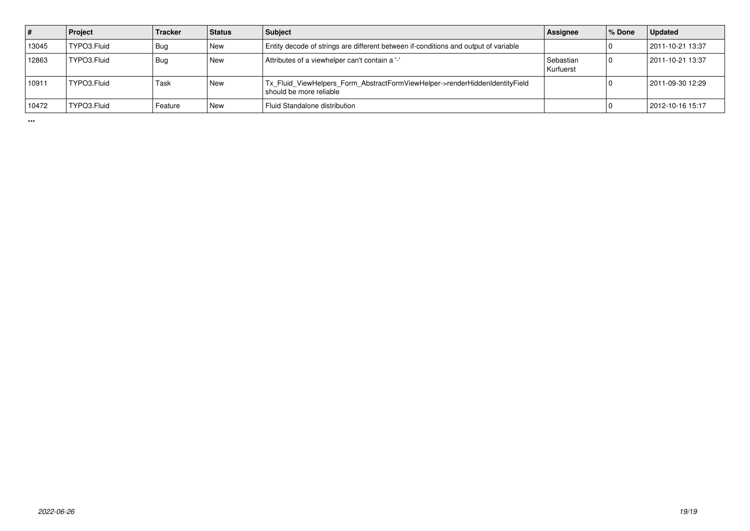| # | Project | Tracker | Status | Subject | Assignee | % Done | Updated |
|---|---|---|---|---|---|---|---|
| 13045 | TYPO3.Fluid | Bug | New | Entity decode of strings are different between if-conditions and output of variable | | 0 | 2011-10-21 13:37 |
| 12863 | TYPO3.Fluid | Bug | New | Attributes of a viewhelper can't contain a '-' | Sebastian Kurfuerst | 0 | 2011-10-21 13:37 |
| 10911 | TYPO3.Fluid | Task | New | Tx_Fluid_ViewHelpers_Form_AbstractFormViewHelper->renderHiddenIdentityField should be more reliable | | 0 | 2011-09-30 12:29 |
| 10472 | TYPO3.Fluid | Feature | New | Fluid Standalone distribution | | 0 | 2012-10-16 15:17 |

**...**